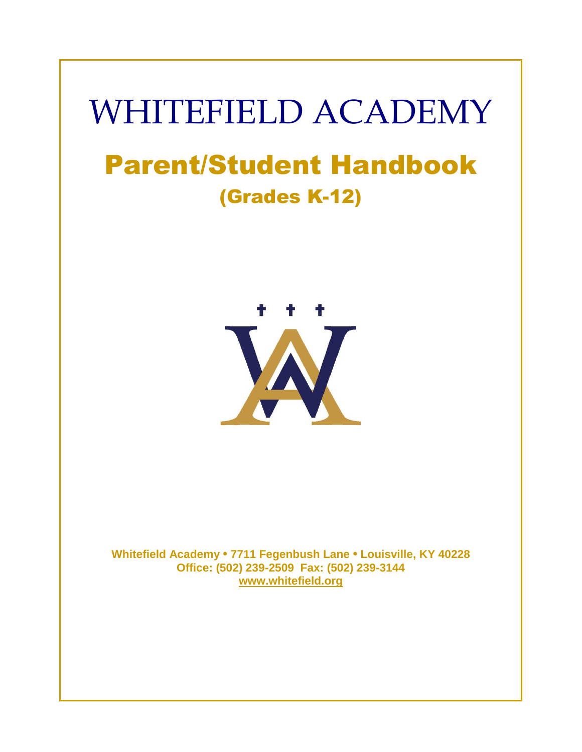# WHITEFIELD ACADEMY

## Parent/Student Handbook

### (Grades K-12)

**Whitefield Academy • 7711 Fegenbush Lane • Louisville, KY 40228**
**Office: (502) 239-2509 Fax: (502) 239-3144**
**www.whitefield.org**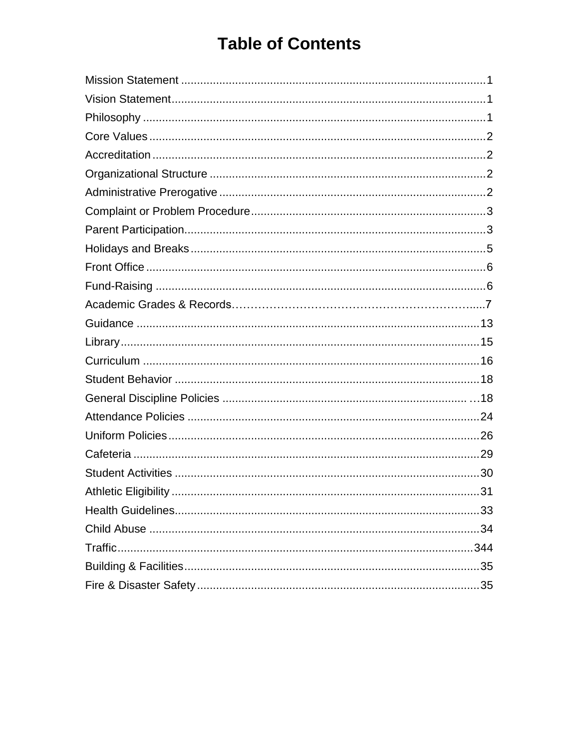# Table of Contents

| Section | Page |
|---|---|
| Mission Statement | 1 |
| Vision Statement | 1 |
| Philosophy | 1 |
| Core Values | 2 |
| Accreditation | 2 |
| Organizational Structure | 2 |
| Administrative Prerogative | 2 |
| Complaint or Problem Procedure | 3 |
| Parent Participation | 3 |
| Holidays and Breaks | 5 |
| Front Office | 6 |
| Fund-Raising | 6 |
| Academic Grades & Records | 7 |
| Guidance | 13 |
| Library | 15 |
| Curriculum | 16 |
| Student Behavior | 18 |
| General Discipline Policies | 18 |
| Attendance Policies | 24 |
| Uniform Policies | 26 |
| Cafeteria | 29 |
| Student Activities | 30 |
| Athletic Eligibility | 31 |
| Health Guidelines | 33 |
| Child Abuse | 34 |
| Traffic | 344 |
| Building & Facilities | 35 |
| Fire & Disaster Safety | 35 |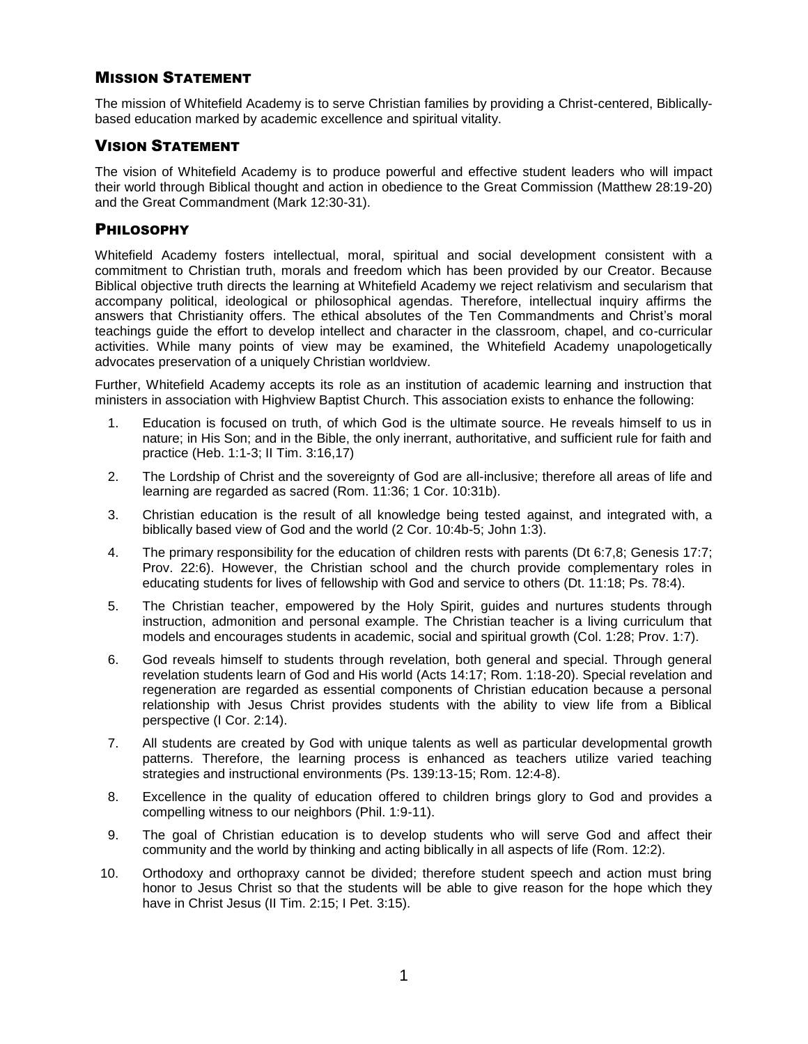## Mission Statement

The mission of Whitefield Academy is to serve Christian families by providing a Christ-centered, Biblically-based education marked by academic excellence and spiritual vitality.

## Vision Statement

The vision of Whitefield Academy is to produce powerful and effective student leaders who will impact their world through Biblical thought and action in obedience to the Great Commission (Matthew 28:19-20) and the Great Commandment (Mark 12:30-31).

## Philosophy

Whitefield Academy fosters intellectual, moral, spiritual and social development consistent with a commitment to Christian truth, morals and freedom which has been provided by our Creator. Because Biblical objective truth directs the learning at Whitefield Academy we reject relativism and secularism that accompany political, ideological or philosophical agendas. Therefore, intellectual inquiry affirms the answers that Christianity offers. The ethical absolutes of the Ten Commandments and Christ's moral teachings guide the effort to develop intellect and character in the classroom, chapel, and co-curricular activities. While many points of view may be examined, the Whitefield Academy unapologetically advocates preservation of a uniquely Christian worldview.

Further, Whitefield Academy accepts its role as an institution of academic learning and instruction that ministers in association with Highview Baptist Church. This association exists to enhance the following:

1. Education is focused on truth, of which God is the ultimate source. He reveals himself to us in nature; in His Son; and in the Bible, the only inerrant, authoritative, and sufficient rule for faith and practice (Heb. 1:1-3; II Tim. 3:16,17)
2. The Lordship of Christ and the sovereignty of God are all-inclusive; therefore all areas of life and learning are regarded as sacred (Rom. 11:36; 1 Cor. 10:31b).
3. Christian education is the result of all knowledge being tested against, and integrated with, a biblically based view of God and the world (2 Cor. 10:4b-5; John 1:3).
4. The primary responsibility for the education of children rests with parents (Dt 6:7,8; Genesis 17:7; Prov. 22:6). However, the Christian school and the church provide complementary roles in educating students for lives of fellowship with God and service to others (Dt. 11:18; Ps. 78:4).
5. The Christian teacher, empowered by the Holy Spirit, guides and nurtures students through instruction, admonition and personal example. The Christian teacher is a living curriculum that models and encourages students in academic, social and spiritual growth (Col. 1:28; Prov. 1:7).
6. God reveals himself to students through revelation, both general and special. Through general revelation students learn of God and His world (Acts 14:17; Rom. 1:18-20). Special revelation and regeneration are regarded as essential components of Christian education because a personal relationship with Jesus Christ provides students with the ability to view life from a Biblical perspective (I Cor. 2:14).
7. All students are created by God with unique talents as well as particular developmental growth patterns. Therefore, the learning process is enhanced as teachers utilize varied teaching strategies and instructional environments (Ps. 139:13-15; Rom. 12:4-8).
8. Excellence in the quality of education offered to children brings glory to God and provides a compelling witness to our neighbors (Phil. 1:9-11).
9. The goal of Christian education is to develop students who will serve God and affect their community and the world by thinking and acting biblically in all aspects of life (Rom. 12:2).
10. Orthodoxy and orthopraxy cannot be divided; therefore student speech and action must bring honor to Jesus Christ so that the students will be able to give reason for the hope which they have in Christ Jesus (II Tim. 2:15; I Pet. 3:15).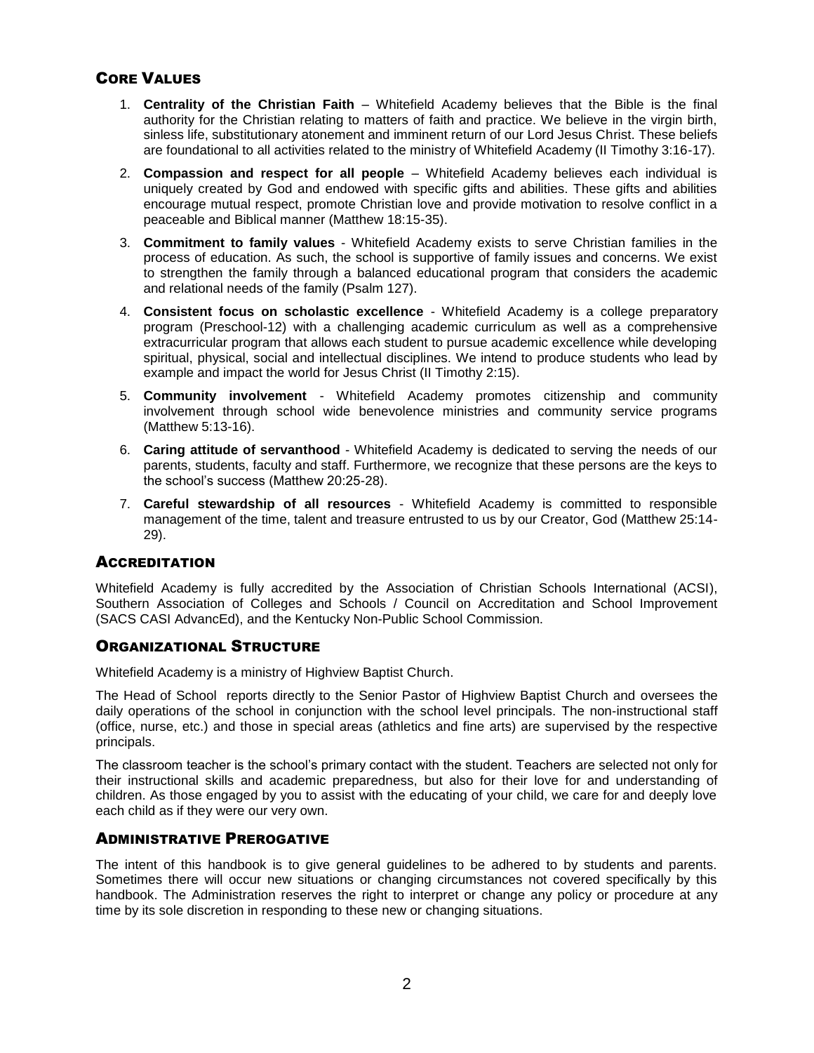## Core Values

1. **Centrality of the Christian Faith** – Whitefield Academy believes that the Bible is the final authority for the Christian relating to matters of faith and practice. We believe in the virgin birth, sinless life, substitutionary atonement and imminent return of our Lord Jesus Christ. These beliefs are foundational to all activities related to the ministry of Whitefield Academy (II Timothy 3:16-17).
2. **Compassion and respect for all people** – Whitefield Academy believes each individual is uniquely created by God and endowed with specific gifts and abilities. These gifts and abilities encourage mutual respect, promote Christian love and provide motivation to resolve conflict in a peaceable and Biblical manner (Matthew 18:15-35).
3. **Commitment to family values** - Whitefield Academy exists to serve Christian families in the process of education. As such, the school is supportive of family issues and concerns. We exist to strengthen the family through a balanced educational program that considers the academic and relational needs of the family (Psalm 127).
4. **Consistent focus on scholastic excellence** - Whitefield Academy is a college preparatory program (Preschool-12) with a challenging academic curriculum as well as a comprehensive extracurricular program that allows each student to pursue academic excellence while developing spiritual, physical, social and intellectual disciplines. We intend to produce students who lead by example and impact the world for Jesus Christ (II Timothy 2:15).
5. **Community involvement** - Whitefield Academy promotes citizenship and community involvement through school wide benevolence ministries and community service programs (Matthew 5:13-16).
6. **Caring attitude of servanthood** - Whitefield Academy is dedicated to serving the needs of our parents, students, faculty and staff. Furthermore, we recognize that these persons are the keys to the school's success (Matthew 20:25-28).
7. **Careful stewardship of all resources** - Whitefield Academy is committed to responsible management of the time, talent and treasure entrusted to us by our Creator, God (Matthew 25:14-29).

## Accreditation

Whitefield Academy is fully accredited by the Association of Christian Schools International (ACSI), Southern Association of Colleges and Schools / Council on Accreditation and School Improvement (SACS CASI AdvancEd), and the Kentucky Non-Public School Commission.

## Organizational Structure

Whitefield Academy is a ministry of Highview Baptist Church.

The Head of School reports directly to the Senior Pastor of Highview Baptist Church and oversees the daily operations of the school in conjunction with the school level principals. The non-instructional staff (office, nurse, etc.) and those in special areas (athletics and fine arts) are supervised by the respective principals.

The classroom teacher is the school's primary contact with the student. Teachers are selected not only for their instructional skills and academic preparedness, but also for their love for and understanding of children. As those engaged by you to assist with the educating of your child, we care for and deeply love each child as if they were our very own.

## Administrative Prerogative

The intent of this handbook is to give general guidelines to be adhered to by students and parents. Sometimes there will occur new situations or changing circumstances not covered specifically by this handbook. The Administration reserves the right to interpret or change any policy or procedure at any time by its sole discretion in responding to these new or changing situations.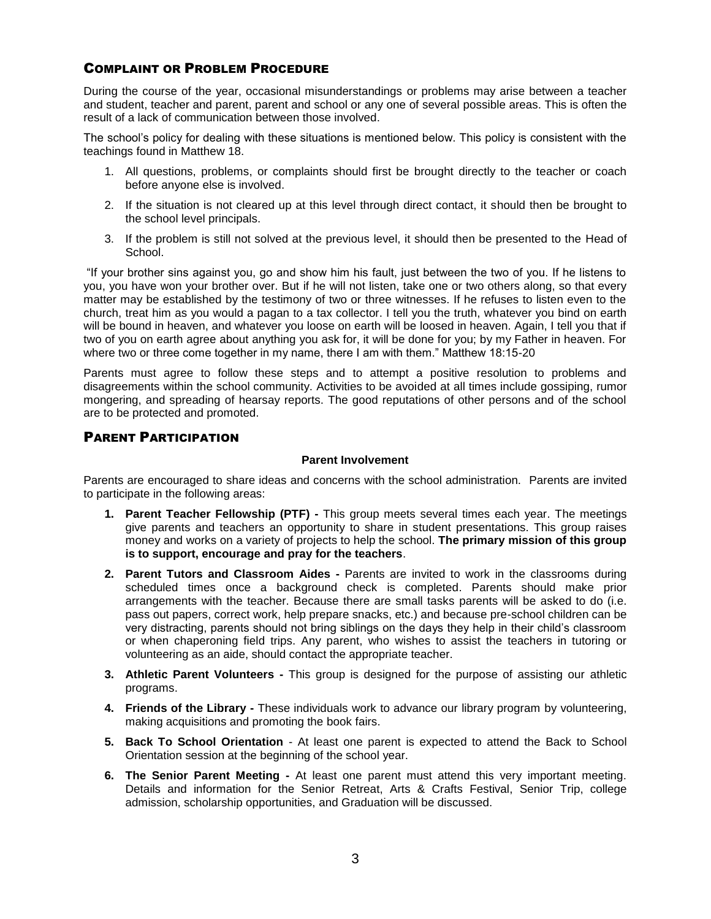## Complaint or Problem Procedure

During the course of the year, occasional misunderstandings or problems may arise between a teacher and student, teacher and parent, parent and school or any one of several possible areas. This is often the result of a lack of communication between those involved.

The school's policy for dealing with these situations is mentioned below. This policy is consistent with the teachings found in Matthew 18.

1. All questions, problems, or complaints should first be brought directly to the teacher or coach before anyone else is involved.
2. If the situation is not cleared up at this level through direct contact, it should then be brought to the school level principals.
3. If the problem is still not solved at the previous level, it should then be presented to the Head of School.

"If your brother sins against you, go and show him his fault, just between the two of you. If he listens to you, you have won your brother over. But if he will not listen, take one or two others along, so that every matter may be established by the testimony of two or three witnesses. If he refuses to listen even to the church, treat him as you would a pagan to a tax collector. I tell you the truth, whatever you bind on earth will be bound in heaven, and whatever you loose on earth will be loosed in heaven. Again, I tell you that if two of you on earth agree about anything you ask for, it will be done for you; by my Father in heaven. For where two or three come together in my name, there I am with them." Matthew 18:15-20

Parents must agree to follow these steps and to attempt a positive resolution to problems and disagreements within the school community. Activities to be avoided at all times include gossiping, rumor mongering, and spreading of hearsay reports. The good reputations of other persons and of the school are to be protected and promoted.

## Parent Participation

### Parent Involvement

Parents are encouraged to share ideas and concerns with the school administration. Parents are invited to participate in the following areas:

1. **Parent Teacher Fellowship (PTF) -** This group meets several times each year. The meetings give parents and teachers an opportunity to share in student presentations. This group raises money and works on a variety of projects to help the school. **The primary mission of this group is to support, encourage and pray for the teachers**.
2. **Parent Tutors and Classroom Aides -** Parents are invited to work in the classrooms during scheduled times once a background check is completed. Parents should make prior arrangements with the teacher. Because there are small tasks parents will be asked to do (i.e. pass out papers, correct work, help prepare snacks, etc.) and because pre-school children can be very distracting, parents should not bring siblings on the days they help in their child's classroom or when chaperoning field trips. Any parent, who wishes to assist the teachers in tutoring or volunteering as an aide, should contact the appropriate teacher.
3. **Athletic Parent Volunteers -** This group is designed for the purpose of assisting our athletic programs.
4. **Friends of the Library -** These individuals work to advance our library program by volunteering, making acquisitions and promoting the book fairs.
5. **Back To School Orientation** - At least one parent is expected to attend the Back to School Orientation session at the beginning of the school year.
6. **The Senior Parent Meeting -** At least one parent must attend this very important meeting. Details and information for the Senior Retreat, Arts & Crafts Festival, Senior Trip, college admission, scholarship opportunities, and Graduation will be discussed.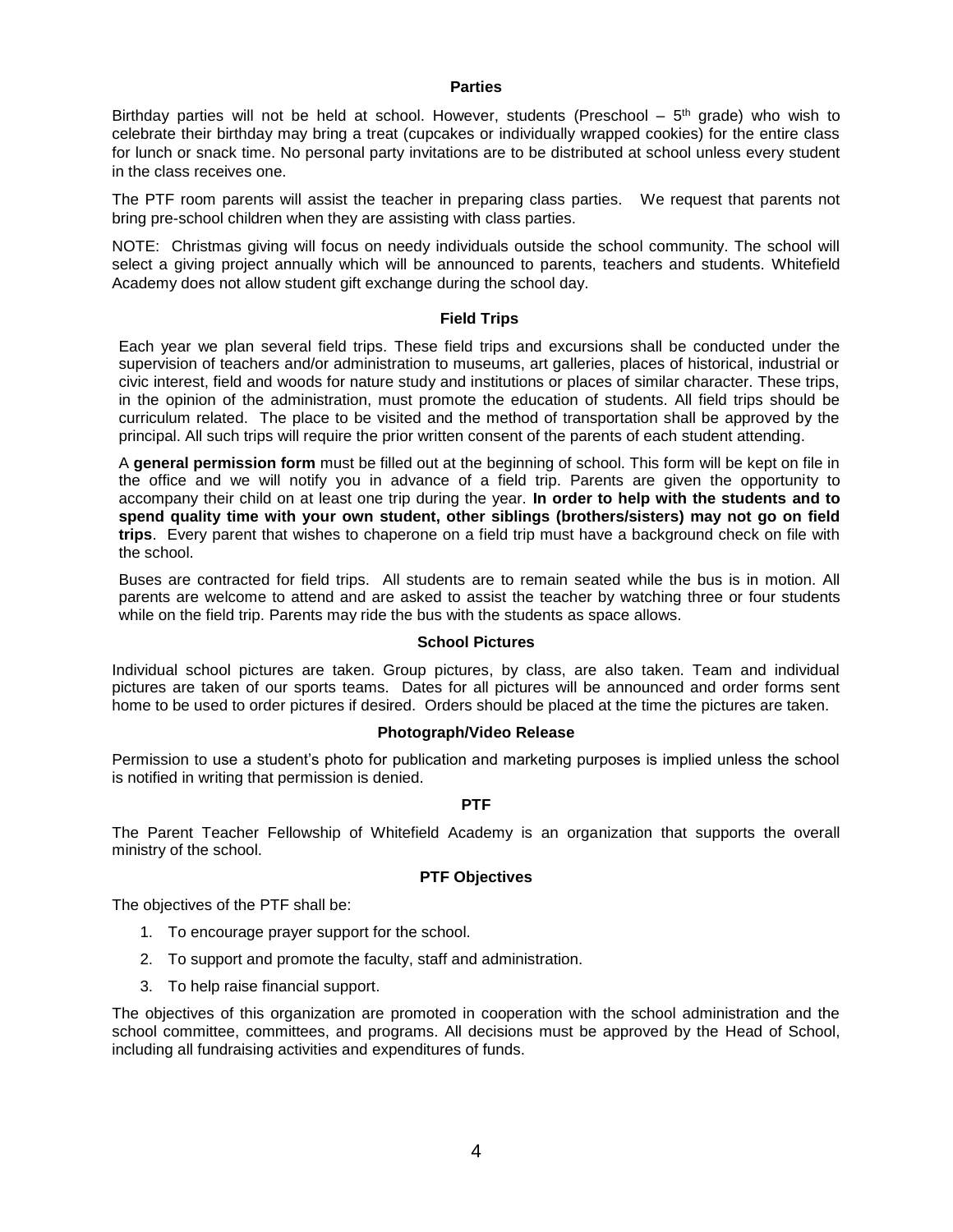## Parties

Birthday parties will not be held at school. However, students (Preschool – 5th grade) who wish to celebrate their birthday may bring a treat (cupcakes or individually wrapped cookies) for the entire class for lunch or snack time. No personal party invitations are to be distributed at school unless every student in the class receives one.

The PTF room parents will assist the teacher in preparing class parties. We request that parents not bring pre-school children when they are assisting with class parties.

NOTE: Christmas giving will focus on needy individuals outside the school community. The school will select a giving project annually which will be announced to parents, teachers and students. Whitefield Academy does not allow student gift exchange during the school day.

## Field Trips

Each year we plan several field trips. These field trips and excursions shall be conducted under the supervision of teachers and/or administration to museums, art galleries, places of historical, industrial or civic interest, field and woods for nature study and institutions or places of similar character. These trips, in the opinion of the administration, must promote the education of students. All field trips should be curriculum related. The place to be visited and the method of transportation shall be approved by the principal. All such trips will require the prior written consent of the parents of each student attending.

A **general permission form** must be filled out at the beginning of school. This form will be kept on file in the office and we will notify you in advance of a field trip. Parents are given the opportunity to accompany their child on at least one trip during the year. **In order to help with the students and to spend quality time with your own student, other siblings (brothers/sisters) may not go on field trips**. Every parent that wishes to chaperone on a field trip must have a background check on file with the school.

Buses are contracted for field trips. All students are to remain seated while the bus is in motion. All parents are welcome to attend and are asked to assist the teacher by watching three or four students while on the field trip. Parents may ride the bus with the students as space allows.

## School Pictures

Individual school pictures are taken. Group pictures, by class, are also taken. Team and individual pictures are taken of our sports teams. Dates for all pictures will be announced and order forms sent home to be used to order pictures if desired. Orders should be placed at the time the pictures are taken.

## Photograph/Video Release

Permission to use a student's photo for publication and marketing purposes is implied unless the school is notified in writing that permission is denied.

## PTF

The Parent Teacher Fellowship of Whitefield Academy is an organization that supports the overall ministry of the school.

## PTF Objectives

The objectives of the PTF shall be:

1. To encourage prayer support for the school.
2. To support and promote the faculty, staff and administration.
3. To help raise financial support.

The objectives of this organization are promoted in cooperation with the school administration and the school committee, committees, and programs. All decisions must be approved by the Head of School, including all fundraising activities and expenditures of funds.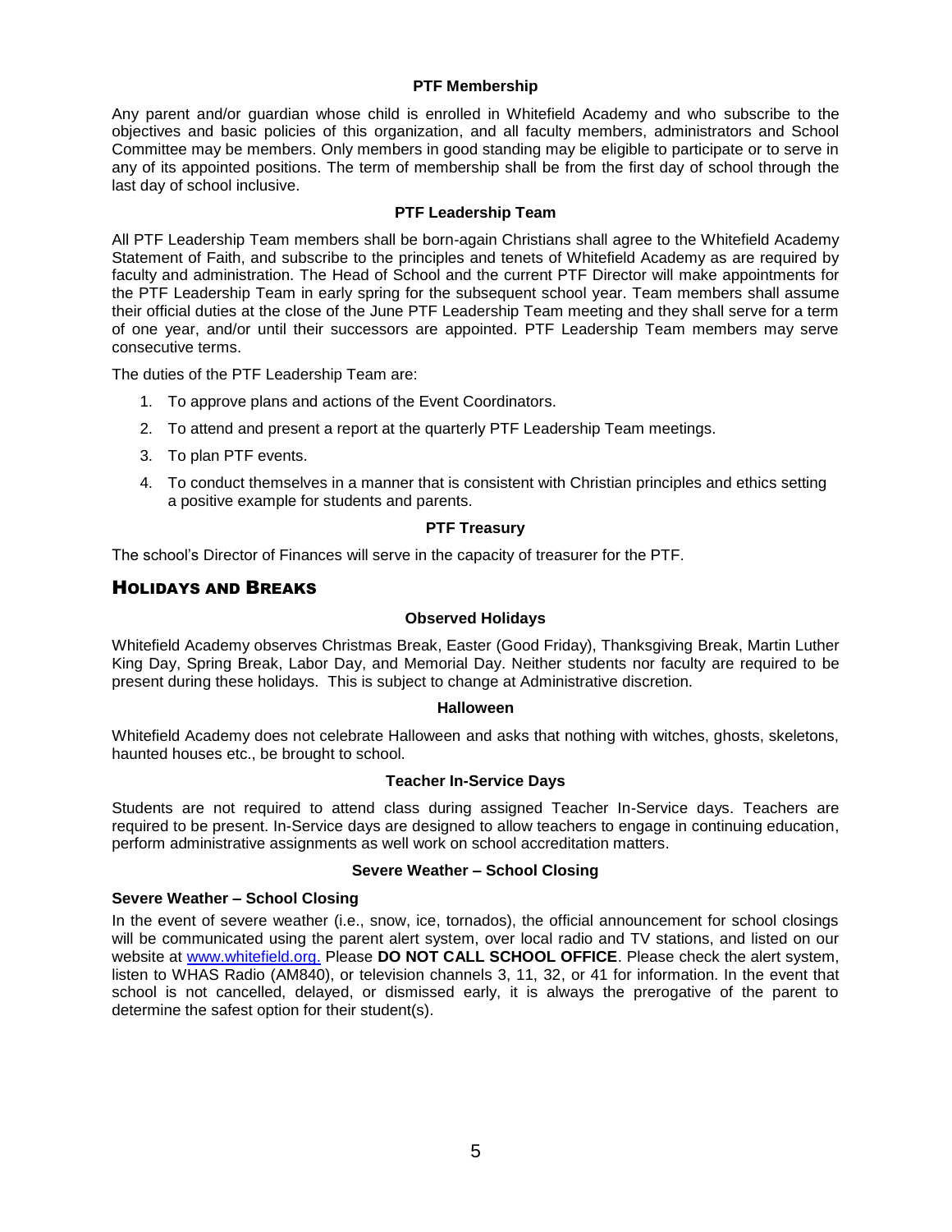### PTF Membership

Any parent and/or guardian whose child is enrolled in Whitefield Academy and who subscribe to the objectives and basic policies of this organization, and all faculty members, administrators and School Committee may be members. Only members in good standing may be eligible to participate or to serve in any of its appointed positions. The term of membership shall be from the first day of school through the last day of school inclusive.

### PTF Leadership Team

All PTF Leadership Team members shall be born-again Christians shall agree to the Whitefield Academy Statement of Faith, and subscribe to the principles and tenets of Whitefield Academy as are required by faculty and administration. The Head of School and the current PTF Director will make appointments for the PTF Leadership Team in early spring for the subsequent school year. Team members shall assume their official duties at the close of the June PTF Leadership Team meeting and they shall serve for a term of one year, and/or until their successors are appointed. PTF Leadership Team members may serve consecutive terms.

The duties of the PTF Leadership Team are:

1. To approve plans and actions of the Event Coordinators.
2. To attend and present a report at the quarterly PTF Leadership Team meetings.
3. To plan PTF events.
4. To conduct themselves in a manner that is consistent with Christian principles and ethics setting a positive example for students and parents.

### PTF Treasury

The school's Director of Finances will serve in the capacity of treasurer for the PTF.

## Holidays and Breaks

### Observed Holidays

Whitefield Academy observes Christmas Break, Easter (Good Friday), Thanksgiving Break, Martin Luther King Day, Spring Break, Labor Day, and Memorial Day. Neither students nor faculty are required to be present during these holidays. This is subject to change at Administrative discretion.

### Halloween

Whitefield Academy does not celebrate Halloween and asks that nothing with witches, ghosts, skeletons, haunted houses etc., be brought to school.

### Teacher In-Service Days

Students are not required to attend class during assigned Teacher In-Service days. Teachers are required to be present. In-Service days are designed to allow teachers to engage in continuing education, perform administrative assignments as well work on school accreditation matters.

### Severe Weather – School Closing

**Severe Weather – School Closing**

In the event of severe weather (i.e., snow, ice, tornados), the official announcement for school closings will be communicated using the parent alert system, over local radio and TV stations, and listed on our website at [www.whitefield.org.](http://www.whitefield.org) Please **DO NOT CALL SCHOOL OFFICE**. Please check the alert system, listen to WHAS Radio (AM840), or television channels 3, 11, 32, or 41 for information. In the event that school is not cancelled, delayed, or dismissed early, it is always the prerogative of the parent to determine the safest option for their student(s).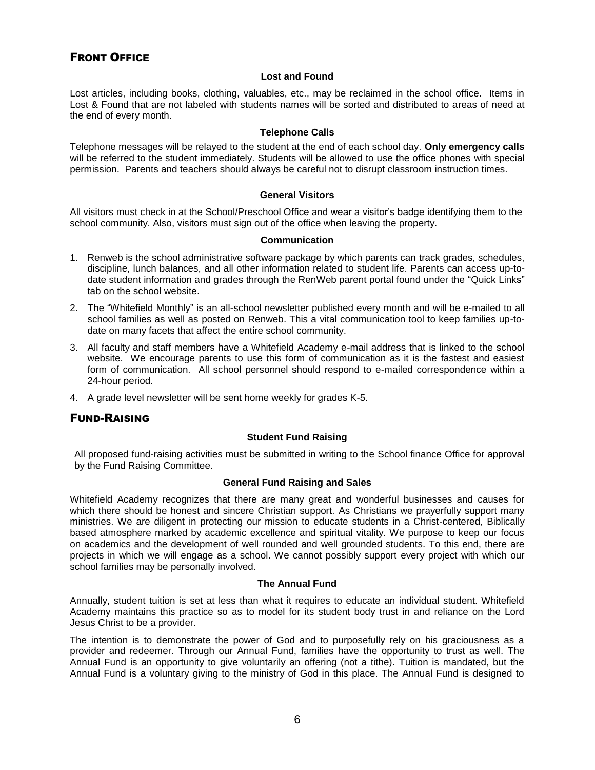## Front Office

### Lost and Found

Lost articles, including books, clothing, valuables, etc., may be reclaimed in the school office. Items in Lost & Found that are not labeled with students names will be sorted and distributed to areas of need at the end of every month.

### Telephone Calls

Telephone messages will be relayed to the student at the end of each school day. **Only emergency calls** will be referred to the student immediately. Students will be allowed to use the office phones with special permission. Parents and teachers should always be careful not to disrupt classroom instruction times.

### General Visitors

All visitors must check in at the School/Preschool Office and wear a visitor's badge identifying them to the school community. Also, visitors must sign out of the office when leaving the property.

### Communication

1. Renweb is the school administrative software package by which parents can track grades, schedules, discipline, lunch balances, and all other information related to student life. Parents can access up-to-date student information and grades through the RenWeb parent portal found under the "Quick Links" tab on the school website.
2. The "Whitefield Monthly" is an all-school newsletter published every month and will be e-mailed to all school families as well as posted on Renweb. This a vital communication tool to keep families up-to-date on many facets that affect the entire school community.
3. All faculty and staff members have a Whitefield Academy e-mail address that is linked to the school website. We encourage parents to use this form of communication as it is the fastest and easiest form of communication. All school personnel should respond to e-mailed correspondence within a 24-hour period.
4. A grade level newsletter will be sent home weekly for grades K-5.

## Fund-Raising

### Student Fund Raising

All proposed fund-raising activities must be submitted in writing to the School finance Office for approval by the Fund Raising Committee.

### General Fund Raising and Sales

Whitefield Academy recognizes that there are many great and wonderful businesses and causes for which there should be honest and sincere Christian support. As Christians we prayerfully support many ministries. We are diligent in protecting our mission to educate students in a Christ-centered, Biblically based atmosphere marked by academic excellence and spiritual vitality. We purpose to keep our focus on academics and the development of well rounded and well grounded students. To this end, there are projects in which we will engage as a school. We cannot possibly support every project with which our school families may be personally involved.

### The Annual Fund

Annually, student tuition is set at less than what it requires to educate an individual student. Whitefield Academy maintains this practice so as to model for its student body trust in and reliance on the Lord Jesus Christ to be a provider.

The intention is to demonstrate the power of God and to purposefully rely on his graciousness as a provider and redeemer. Through our Annual Fund, families have the opportunity to trust as well. The Annual Fund is an opportunity to give voluntarily an offering (not a tithe). Tuition is mandated, but the Annual Fund is a voluntary giving to the ministry of God in this place. The Annual Fund is designed to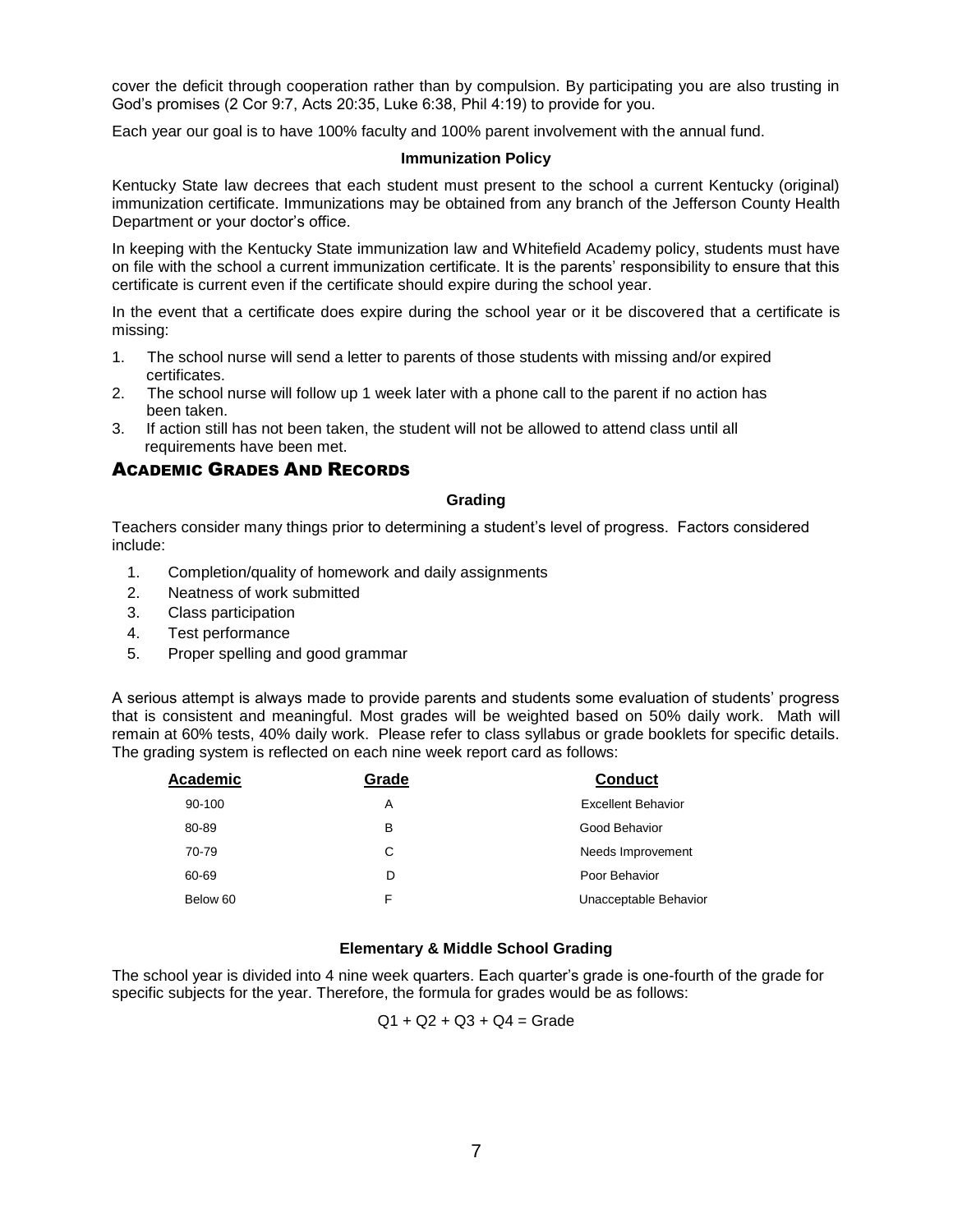cover the deficit through cooperation rather than by compulsion. By participating you are also trusting in God's promises (2 Cor 9:7, Acts 20:35, Luke 6:38, Phil 4:19) to provide for you.

Each year our goal is to have 100% faculty and 100% parent involvement with the annual fund.

### Immunization Policy

Kentucky State law decrees that each student must present to the school a current Kentucky (original) immunization certificate. Immunizations may be obtained from any branch of the Jefferson County Health Department or your doctor's office.

In keeping with the Kentucky State immunization law and Whitefield Academy policy, students must have on file with the school a current immunization certificate. It is the parents' responsibility to ensure that this certificate is current even if the certificate should expire during the school year.

In the event that a certificate does expire during the school year or it be discovered that a certificate is missing:

1. The school nurse will send a letter to parents of those students with missing and/or expired certificates.
2. The school nurse will follow up 1 week later with a phone call to the parent if no action has been taken.
3. If action still has not been taken, the student will not be allowed to attend class until all requirements have been met.

## Academic Grades And Records

### Grading

Teachers consider many things prior to determining a student's level of progress. Factors considered include:

1. Completion/quality of homework and daily assignments
2. Neatness of work submitted
3. Class participation
4. Test performance
5. Proper spelling and good grammar

A serious attempt is always made to provide parents and students some evaluation of students' progress that is consistent and meaningful. Most grades will be weighted based on 50% daily work. Math will remain at 60% tests, 40% daily work. Please refer to class syllabus or grade booklets for specific details. The grading system is reflected on each nine week report card as follows:

| Academic | Grade | Conduct |
|---|---|---|
| 90-100 | A | Excellent Behavior |
| 80-89 | B | Good Behavior |
| 70-79 | C | Needs Improvement |
| 60-69 | D | Poor Behavior |
| Below 60 | F | Unacceptable Behavior |

### Elementary & Middle School Grading

The school year is divided into 4 nine week quarters. Each quarter's grade is one-fourth of the grade for specific subjects for the year. Therefore, the formula for grades would be as follows:

$$Q1 + Q2 + Q3 + Q4 = \text{Grade}$$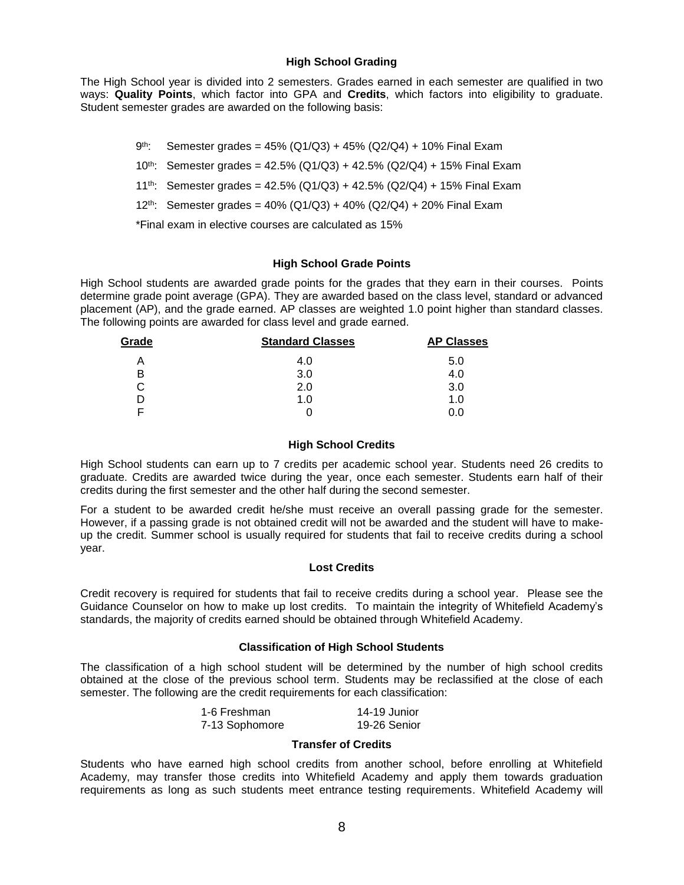## High School Grading

The High School year is divided into 2 semesters. Grades earned in each semester are qualified in two ways: **Quality Points**, which factor into GPA and **Credits**, which factors into eligibility to graduate. Student semester grades are awarded on the following basis:

- 9th: Semester grades = 45% (Q1/Q3) + 45% (Q2/Q4) + 10% Final Exam
- 10th: Semester grades = 42.5% (Q1/Q3) + 42.5% (Q2/Q4) + 15% Final Exam
- 11th: Semester grades = 42.5% (Q1/Q3) + 42.5% (Q2/Q4) + 15% Final Exam
- 12th: Semester grades = 40% (Q1/Q3) + 40% (Q2/Q4) + 20% Final Exam

*Final exam in elective courses are calculated as 15%

## High School Grade Points

High School students are awarded grade points for the grades that they earn in their courses. Points determine grade point average (GPA). They are awarded based on the class level, standard or advanced placement (AP), and the grade earned. AP classes are weighted 1.0 point higher than standard classes. The following points are awarded for class level and grade earned.

| Grade | Standard Classes | AP Classes |
|---|---|---|
| A | 4.0 | 5.0 |
| B | 3.0 | 4.0 |
| C | 2.0 | 3.0 |
| D | 1.0 | 1.0 |
| F | 0 | 0.0 |

## High School Credits

High School students can earn up to 7 credits per academic school year. Students need 26 credits to graduate. Credits are awarded twice during the year, once each semester. Students earn half of their credits during the first semester and the other half during the second semester.

For a student to be awarded credit he/she must receive an overall passing grade for the semester. However, if a passing grade is not obtained credit will not be awarded and the student will have to make-up the credit. Summer school is usually required for students that fail to receive credits during a school year.

## Lost Credits

Credit recovery is required for students that fail to receive credits during a school year. Please see the Guidance Counselor on how to make up lost credits. To maintain the integrity of Whitefield Academy's standards, the majority of credits earned should be obtained through Whitefield Academy.

## Classification of High School Students

The classification of a high school student will be determined by the number of high school credits obtained at the close of the previous school term. Students may be reclassified at the close of each semester. The following are the credit requirements for each classification:

| | |
|---|---|
| 1-6 Freshman | 14-19 Junior |
| 7-13 Sophomore | 19-26 Senior |

## Transfer of Credits

Students who have earned high school credits from another school, before enrolling at Whitefield Academy, may transfer those credits into Whitefield Academy and apply them towards graduation requirements as long as such students meet entrance testing requirements. Whitefield Academy will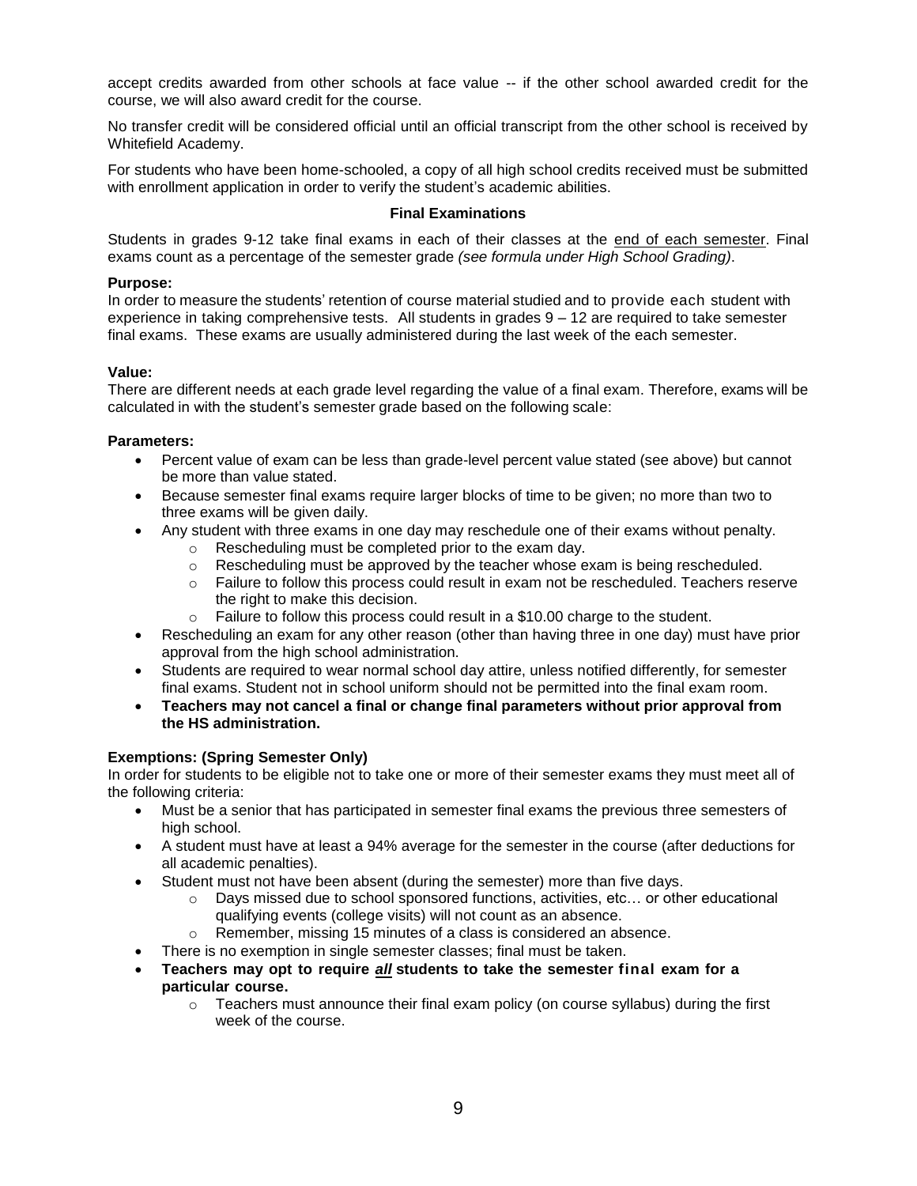accept credits awarded from other schools at face value -- if the other school awarded credit for the course, we will also award credit for the course.

No transfer credit will be considered official until an official transcript from the other school is received by Whitefield Academy.

For students who have been home-schooled, a copy of all high school credits received must be submitted with enrollment application in order to verify the student's academic abilities.

## Final Examinations

Students in grades 9-12 take final exams in each of their classes at the end of each semester. Final exams count as a percentage of the semester grade *(see formula under High School Grading)*.

**Purpose:**
In order to measure the students' retention of course material studied and to provide each student with experience in taking comprehensive tests. All students in grades 9 – 12 are required to take semester final exams. These exams are usually administered during the last week of the each semester.

**Value:**
There are different needs at each grade level regarding the value of a final exam. Therefore, exams will be calculated in with the student's semester grade based on the following scale:

**Parameters:**

- Percent value of exam can be less than grade-level percent value stated (see above) but cannot be more than value stated.
- Because semester final exams require larger blocks of time to be given; no more than two to three exams will be given daily.
- Any student with three exams in one day may reschedule one of their exams without penalty.
    - Rescheduling must be completed prior to the exam day.
    - Rescheduling must be approved by the teacher whose exam is being rescheduled.
    - Failure to follow this process could result in exam not be rescheduled. Teachers reserve the right to make this decision.
    - Failure to follow this process could result in a $10.00 charge to the student.
- Rescheduling an exam for any other reason (other than having three in one day) must have prior approval from the high school administration.
- Students are required to wear normal school day attire, unless notified differently, for semester final exams. Student not in school uniform should not be permitted into the final exam room.
- **Teachers may not cancel a final or change final parameters without prior approval from the HS administration.**

**Exemptions: (Spring Semester Only)**
In order for students to be eligible not to take one or more of their semester exams they must meet all of the following criteria:

- Must be a senior that has participated in semester final exams the previous three semesters of high school.
- A student must have at least a 94% average for the semester in the course (after deductions for all academic penalties).
- Student must not have been absent (during the semester) more than five days.
    - Days missed due to school sponsored functions, activities, etc… or other educational qualifying events (college visits) will not count as an absence.
    - Remember, missing 15 minutes of a class is considered an absence.
- There is no exemption in single semester classes; final must be taken.
- **Teachers may opt to require *<u>all</u>* students to take the semester final exam for a particular course.**
    - Teachers must announce their final exam policy (on course syllabus) during the first week of the course.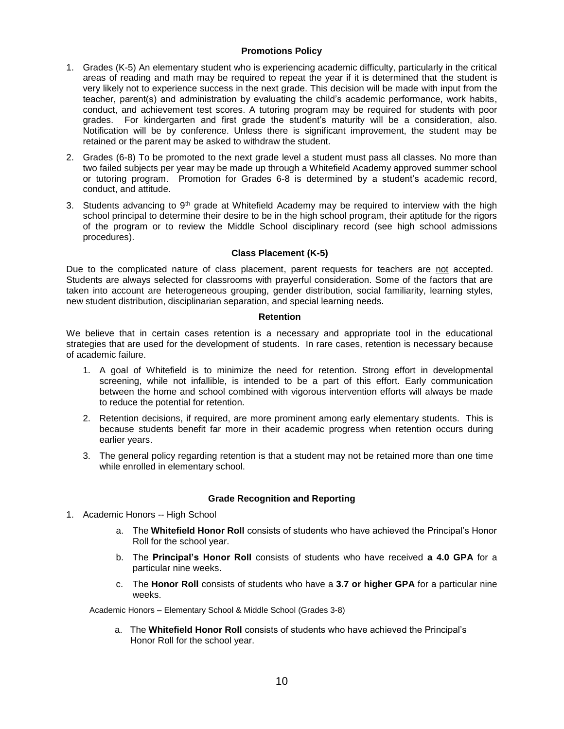## Promotions Policy

1. Grades (K-5) An elementary student who is experiencing academic difficulty, particularly in the critical areas of reading and math may be required to repeat the year if it is determined that the student is very likely not to experience success in the next grade. This decision will be made with input from the teacher, parent(s) and administration by evaluating the child's academic performance, work habits, conduct, and achievement test scores. A tutoring program may be required for students with poor grades. For kindergarten and first grade the student's maturity will be a consideration, also. Notification will be by conference. Unless there is significant improvement, the student may be retained or the parent may be asked to withdraw the student.
2. Grades (6-8) To be promoted to the next grade level a student must pass all classes. No more than two failed subjects per year may be made up through a Whitefield Academy approved summer school or tutoring program. Promotion for Grades 6-8 is determined by a student's academic record, conduct, and attitude.
3. Students advancing to 9th grade at Whitefield Academy may be required to interview with the high school principal to determine their desire to be in the high school program, their aptitude for the rigors of the program or to review the Middle School disciplinary record (see high school admissions procedures).

## Class Placement (K-5)

Due to the complicated nature of class placement, parent requests for teachers are not accepted. Students are always selected for classrooms with prayerful consideration. Some of the factors that are taken into account are heterogeneous grouping, gender distribution, social familiarity, learning styles, new student distribution, disciplinarian separation, and special learning needs.

## Retention

We believe that in certain cases retention is a necessary and appropriate tool in the educational strategies that are used for the development of students. In rare cases, retention is necessary because of academic failure.

1. A goal of Whitefield is to minimize the need for retention. Strong effort in developmental screening, while not infallible, is intended to be a part of this effort. Early communication between the home and school combined with vigorous intervention efforts will always be made to reduce the potential for retention.
2. Retention decisions, if required, are more prominent among early elementary students. This is because students benefit far more in their academic progress when retention occurs during earlier years.
3. The general policy regarding retention is that a student may not be retained more than one time while enrolled in elementary school.

## Grade Recognition and Reporting

1. Academic Honors -- High School
   a. The **Whitefield Honor Roll** consists of students who have achieved the Principal's Honor Roll for the school year.
   b. The **Principal's Honor Roll** consists of students who have received **a 4.0 GPA** for a particular nine weeks.
   c. The **Honor Roll** consists of students who have a **3.7 or higher GPA** for a particular nine weeks.

Academic Honors – Elementary School & Middle School (Grades 3-8)

a. The **Whitefield Honor Roll** consists of students who have achieved the Principal's Honor Roll for the school year.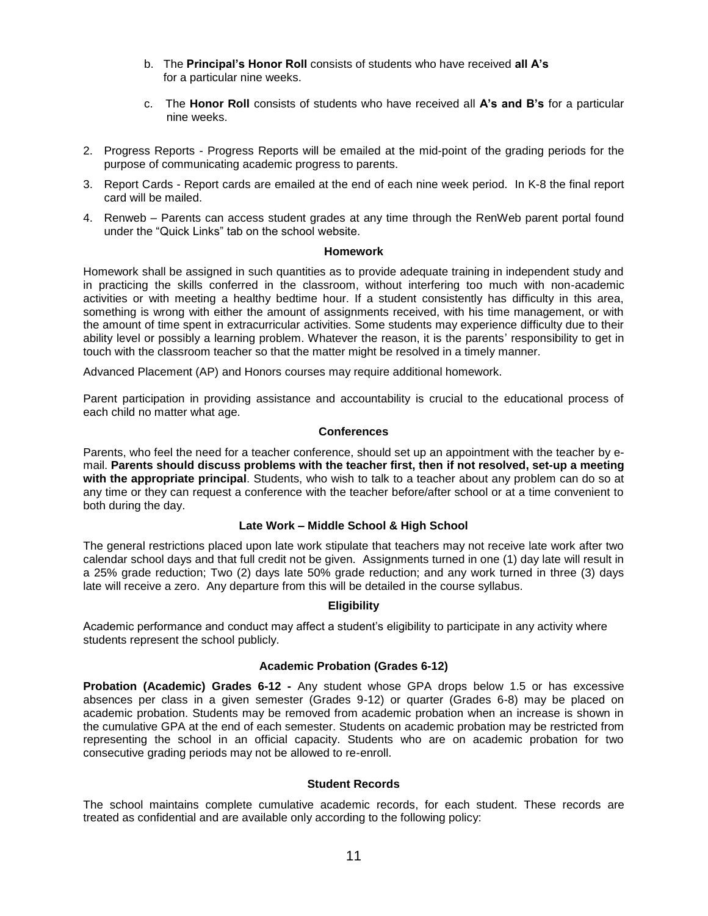b. The **Principal's Honor Roll** consists of students who have received **all A's** for a particular nine weeks.

c. The **Honor Roll** consists of students who have received all **A's and B's** for a particular nine weeks.

2. Progress Reports - Progress Reports will be emailed at the mid-point of the grading periods for the purpose of communicating academic progress to parents.
3. Report Cards - Report cards are emailed at the end of each nine week period. In K-8 the final report card will be mailed.
4. Renweb – Parents can access student grades at any time through the RenWeb parent portal found under the "Quick Links" tab on the school website.

### Homework

Homework shall be assigned in such quantities as to provide adequate training in independent study and in practicing the skills conferred in the classroom, without interfering too much with non-academic activities or with meeting a healthy bedtime hour. If a student consistently has difficulty in this area, something is wrong with either the amount of assignments received, with his time management, or with the amount of time spent in extracurricular activities. Some students may experience difficulty due to their ability level or possibly a learning problem. Whatever the reason, it is the parents' responsibility to get in touch with the classroom teacher so that the matter might be resolved in a timely manner.

Advanced Placement (AP) and Honors courses may require additional homework.

Parent participation in providing assistance and accountability is crucial to the educational process of each child no matter what age.

### Conferences

Parents, who feel the need for a teacher conference, should set up an appointment with the teacher by e-mail. **Parents should discuss problems with the teacher first, then if not resolved, set-up a meeting with the appropriate principal**. Students, who wish to talk to a teacher about any problem can do so at any time or they can request a conference with the teacher before/after school or at a time convenient to both during the day.

### Late Work – Middle School & High School

The general restrictions placed upon late work stipulate that teachers may not receive late work after two calendar school days and that full credit not be given. Assignments turned in one (1) day late will result in a 25% grade reduction; Two (2) days late 50% grade reduction; and any work turned in three (3) days late will receive a zero. Any departure from this will be detailed in the course syllabus.

### Eligibility

Academic performance and conduct may affect a student's eligibility to participate in any activity where students represent the school publicly.

### Academic Probation (Grades 6-12)

**Probation (Academic) Grades 6-12 -** Any student whose GPA drops below 1.5 or has excessive absences per class in a given semester (Grades 9-12) or quarter (Grades 6-8) may be placed on academic probation. Students may be removed from academic probation when an increase is shown in the cumulative GPA at the end of each semester. Students on academic probation may be restricted from representing the school in an official capacity. Students who are on academic probation for two consecutive grading periods may not be allowed to re-enroll.

### Student Records

The school maintains complete cumulative academic records, for each student. These records are treated as confidential and are available only according to the following policy: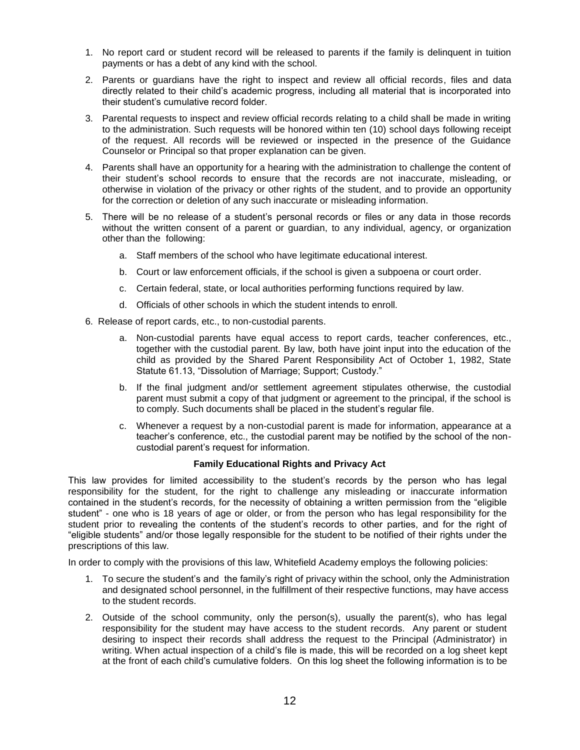1. No report card or student record will be released to parents if the family is delinquent in tuition payments or has a debt of any kind with the school.

2. Parents or guardians have the right to inspect and review all official records, files and data directly related to their child's academic progress, including all material that is incorporated into their student's cumulative record folder.

3. Parental requests to inspect and review official records relating to a child shall be made in writing to the administration. Such requests will be honored within ten (10) school days following receipt of the request. All records will be reviewed or inspected in the presence of the Guidance Counselor or Principal so that proper explanation can be given.

4. Parents shall have an opportunity for a hearing with the administration to challenge the content of their student's school records to ensure that the records are not inaccurate, misleading, or otherwise in violation of the privacy or other rights of the student, and to provide an opportunity for the correction or deletion of any such inaccurate or misleading information.

5. There will be no release of a student's personal records or files or any data in those records without the written consent of a parent or guardian, to any individual, agency, or organization other than the following:

    a. Staff members of the school who have legitimate educational interest.

    b. Court or law enforcement officials, if the school is given a subpoena or court order.

    c. Certain federal, state, or local authorities performing functions required by law.

    d. Officials of other schools in which the student intends to enroll.

6. Release of report cards, etc., to non-custodial parents.

    a. Non-custodial parents have equal access to report cards, teacher conferences, etc., together with the custodial parent. By law, both have joint input into the education of the child as provided by the Shared Parent Responsibility Act of October 1, 1982, State Statute 61.13, "Dissolution of Marriage; Support; Custody."

    b. If the final judgment and/or settlement agreement stipulates otherwise, the custodial parent must submit a copy of that judgment or agreement to the principal, if the school is to comply. Such documents shall be placed in the student's regular file.

    c. Whenever a request by a non-custodial parent is made for information, appearance at a teacher's conference, etc., the custodial parent may be notified by the school of the non-custodial parent's request for information.

**Family Educational Rights and Privacy Act**

This law provides for limited accessibility to the student's records by the person who has legal responsibility for the student, for the right to challenge any misleading or inaccurate information contained in the student's records, for the necessity of obtaining a written permission from the "eligible student" - one who is 18 years of age or older, or from the person who has legal responsibility for the student prior to revealing the contents of the student's records to other parties, and for the right of "eligible students" and/or those legally responsible for the student to be notified of their rights under the prescriptions of this law.

In order to comply with the provisions of this law, Whitefield Academy employs the following policies:

1. To secure the student's and the family's right of privacy within the school, only the Administration and designated school personnel, in the fulfillment of their respective functions, may have access to the student records.

2. Outside of the school community, only the person(s), usually the parent(s), who has legal responsibility for the student may have access to the student records. Any parent or student desiring to inspect their records shall address the request to the Principal (Administrator) in writing. When actual inspection of a child's file is made, this will be recorded on a log sheet kept at the front of each child's cumulative folders. On this log sheet the following information is to be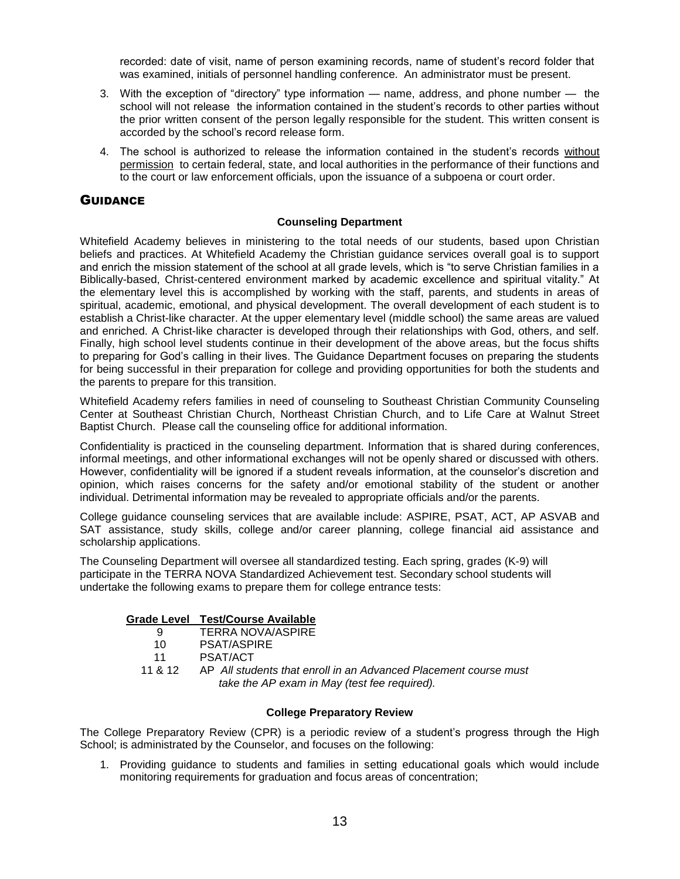recorded: date of visit, name of person examining records, name of student's record folder that was examined, initials of personnel handling conference. An administrator must be present.

3. With the exception of "directory" type information — name, address, and phone number — the school will not release the information contained in the student's records to other parties without the prior written consent of the person legally responsible for the student. This written consent is accorded by the school's record release form.
4. The school is authorized to release the information contained in the student's records without permission to certain federal, state, and local authorities in the performance of their functions and to the court or law enforcement officials, upon the issuance of a subpoena or court order.

## Guidance

### Counseling Department

Whitefield Academy believes in ministering to the total needs of our students, based upon Christian beliefs and practices. At Whitefield Academy the Christian guidance services overall goal is to support and enrich the mission statement of the school at all grade levels, which is "to serve Christian families in a Biblically-based, Christ-centered environment marked by academic excellence and spiritual vitality." At the elementary level this is accomplished by working with the staff, parents, and students in areas of spiritual, academic, emotional, and physical development. The overall development of each student is to establish a Christ-like character. At the upper elementary level (middle school) the same areas are valued and enriched. A Christ-like character is developed through their relationships with God, others, and self. Finally, high school level students continue in their development of the above areas, but the focus shifts to preparing for God's calling in their lives. The Guidance Department focuses on preparing the students for being successful in their preparation for college and providing opportunities for both the students and the parents to prepare for this transition.

Whitefield Academy refers families in need of counseling to Southeast Christian Community Counseling Center at Southeast Christian Church, Northeast Christian Church, and to Life Care at Walnut Street Baptist Church. Please call the counseling office for additional information.

Confidentiality is practiced in the counseling department. Information that is shared during conferences, informal meetings, and other informational exchanges will not be openly shared or discussed with others. However, confidentiality will be ignored if a student reveals information, at the counselor's discretion and opinion, which raises concerns for the safety and/or emotional stability of the student or another individual. Detrimental information may be revealed to appropriate officials and/or the parents.

College guidance counseling services that are available include: ASPIRE, PSAT, ACT, AP ASVAB and SAT assistance, study skills, college and/or career planning, college financial aid assistance and scholarship applications.

The Counseling Department will oversee all standardized testing. Each spring, grades (K-9) will participate in the TERRA NOVA Standardized Achievement test. Secondary school students will undertake the following exams to prepare them for college entrance tests:

| Grade Level | Test/Course Available |
|---|---|
| 9 | TERRA NOVA/ASPIRE |
| 10 | PSAT/ASPIRE |
| 11 | PSAT/ACT |
| 11 & 12 | AP *All students that enroll in an Advanced Placement course must take the AP exam in May (test fee required).* |

### College Preparatory Review

The College Preparatory Review (CPR) is a periodic review of a student's progress through the High School; is administrated by the Counselor, and focuses on the following:

1. Providing guidance to students and families in setting educational goals which would include monitoring requirements for graduation and focus areas of concentration;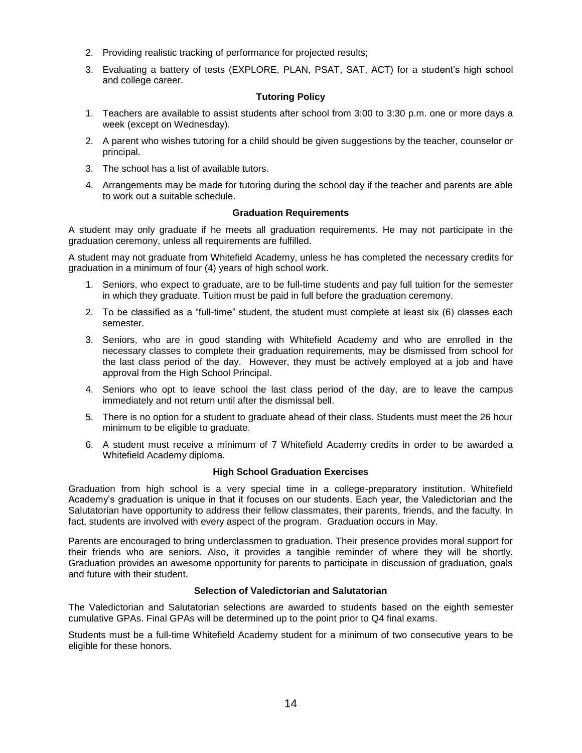2. Providing realistic tracking of performance for projected results;
3. Evaluating a battery of tests (EXPLORE, PLAN, PSAT, SAT, ACT) for a student's high school and college career.

### Tutoring Policy

1. Teachers are available to assist students after school from 3:00 to 3:30 p.m. one or more days a week (except on Wednesday).
2. A parent who wishes tutoring for a child should be given suggestions by the teacher, counselor or principal.
3. The school has a list of available tutors.
4. Arrangements may be made for tutoring during the school day if the teacher and parents are able to work out a suitable schedule.

### Graduation Requirements

A student may only graduate if he meets all graduation requirements. He may not participate in the graduation ceremony, unless all requirements are fulfilled.

A student may not graduate from Whitefield Academy, unless he has completed the necessary credits for graduation in a minimum of four (4) years of high school work.

1. Seniors, who expect to graduate, are to be full-time students and pay full tuition for the semester in which they graduate. Tuition must be paid in full before the graduation ceremony.
2. To be classified as a "full-time" student, the student must complete at least six (6) classes each semester.
3. Seniors, who are in good standing with Whitefield Academy and who are enrolled in the necessary classes to complete their graduation requirements, may be dismissed from school for the last class period of the day. However, they must be actively employed at a job and have approval from the High School Principal.
4. Seniors who opt to leave school the last class period of the day, are to leave the campus immediately and not return until after the dismissal bell.
5. There is no option for a student to graduate ahead of their class. Students must meet the 26 hour minimum to be eligible to graduate.
6. A student must receive a minimum of 7 Whitefield Academy credits in order to be awarded a Whitefield Academy diploma.

### High School Graduation Exercises

Graduation from high school is a very special time in a college-preparatory institution. Whitefield Academy's graduation is unique in that it focuses on our students. Each year, the Valedictorian and the Salutatorian have opportunity to address their fellow classmates, their parents, friends, and the faculty. In fact, students are involved with every aspect of the program. Graduation occurs in May.

Parents are encouraged to bring underclassmen to graduation. Their presence provides moral support for their friends who are seniors. Also, it provides a tangible reminder of where they will be shortly. Graduation provides an awesome opportunity for parents to participate in discussion of graduation, goals and future with their student.

### Selection of Valedictorian and Salutatorian

The Valedictorian and Salutatorian selections are awarded to students based on the eighth semester cumulative GPAs. Final GPAs will be determined up to the point prior to Q4 final exams.

Students must be a full-time Whitefield Academy student for a minimum of two consecutive years to be eligible for these honors.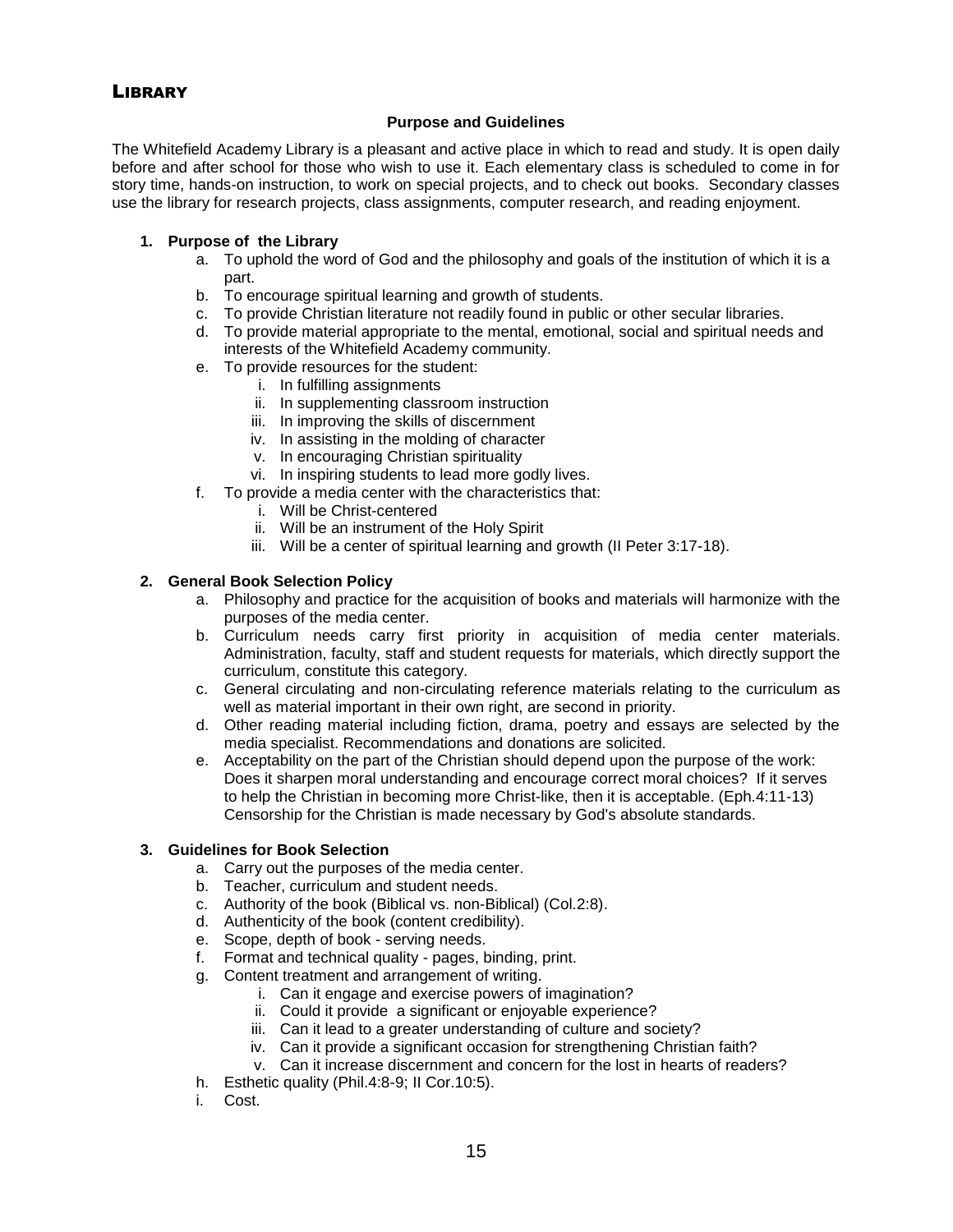## LIBRARY

**Purpose and Guidelines**

The Whitefield Academy Library is a pleasant and active place in which to read and study. It is open daily before and after school for those who wish to use it. Each elementary class is scheduled to come in for story time, hands-on instruction, to work on special projects, and to check out books. Secondary classes use the library for research projects, class assignments, computer research, and reading enjoyment.

1. **Purpose of the Library**
   a. To uphold the word of God and the philosophy and goals of the institution of which it is a part.
   b. To encourage spiritual learning and growth of students.
   c. To provide Christian literature not readily found in public or other secular libraries.
   d. To provide material appropriate to the mental, emotional, social and spiritual needs and interests of the Whitefield Academy community.
   e. To provide resources for the student:
      i. In fulfilling assignments
      ii. In supplementing classroom instruction
      iii. In improving the skills of discernment
      iv. In assisting in the molding of character
      v. In encouraging Christian spirituality
      vi. In inspiring students to lead more godly lives.
   f. To provide a media center with the characteristics that:
      i. Will be Christ-centered
      ii. Will be an instrument of the Holy Spirit
      iii. Will be a center of spiritual learning and growth (II Peter 3:17-18).

2. **General Book Selection Policy**
   a. Philosophy and practice for the acquisition of books and materials will harmonize with the purposes of the media center.
   b. Curriculum needs carry first priority in acquisition of media center materials. Administration, faculty, staff and student requests for materials, which directly support the curriculum, constitute this category.
   c. General circulating and non-circulating reference materials relating to the curriculum as well as material important in their own right, are second in priority.
   d. Other reading material including fiction, drama, poetry and essays are selected by the media specialist. Recommendations and donations are solicited.
   e. Acceptability on the part of the Christian should depend upon the purpose of the work: Does it sharpen moral understanding and encourage correct moral choices? If it serves to help the Christian in becoming more Christ-like, then it is acceptable. (Eph.4:11-13) Censorship for the Christian is made necessary by God's absolute standards.

3. **Guidelines for Book Selection**
   a. Carry out the purposes of the media center.
   b. Teacher, curriculum and student needs.
   c. Authority of the book (Biblical vs. non-Biblical) (Col.2:8).
   d. Authenticity of the book (content credibility).
   e. Scope, depth of book - serving needs.
   f. Format and technical quality - pages, binding, print.
   g. Content treatment and arrangement of writing.
      i. Can it engage and exercise powers of imagination?
      ii. Could it provide a significant or enjoyable experience?
      iii. Can it lead to a greater understanding of culture and society?
      iv. Can it provide a significant occasion for strengthening Christian faith?
      v. Can it increase discernment and concern for the lost in hearts of readers?
   h. Esthetic quality (Phil.4:8-9; II Cor.10:5).
   i. Cost.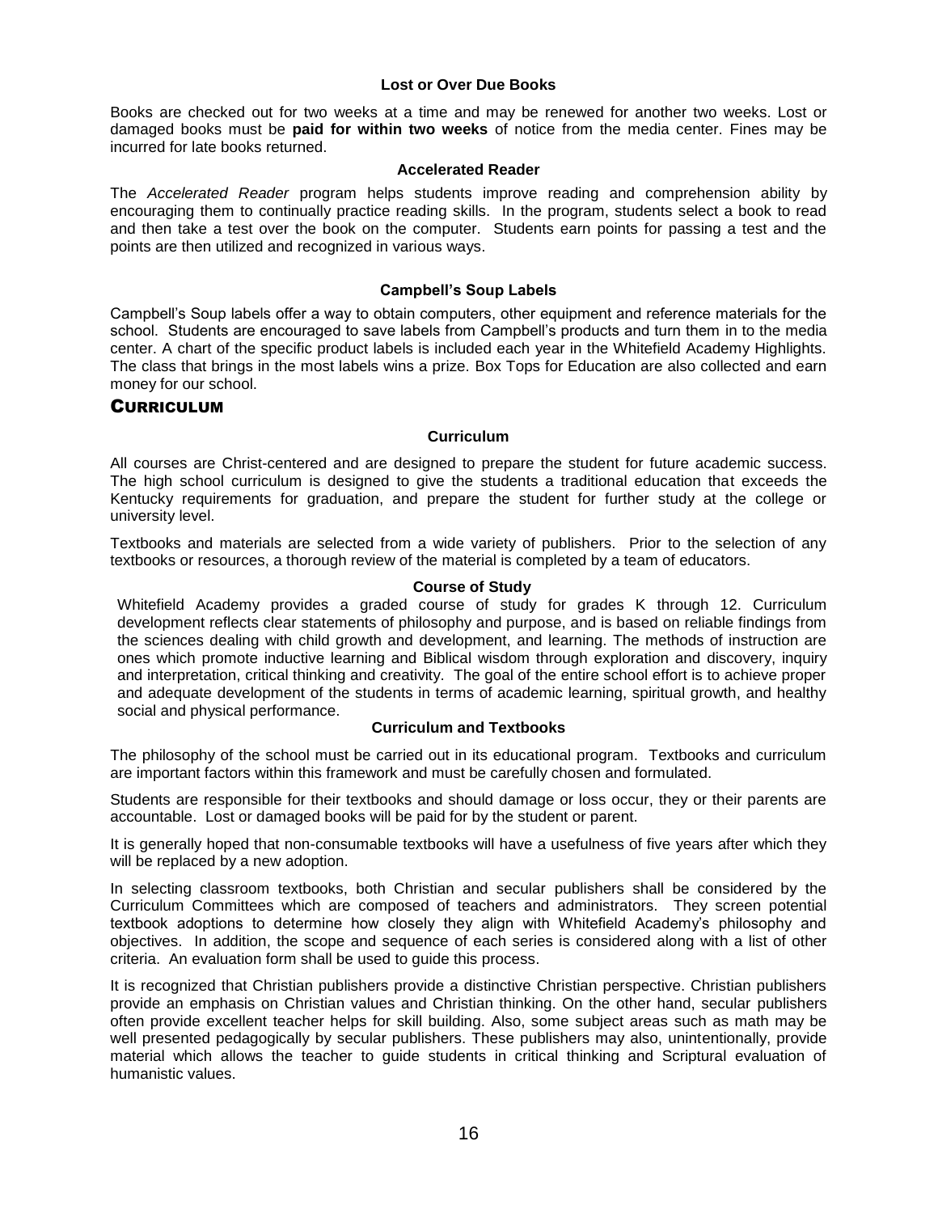### Lost or Over Due Books

Books are checked out for two weeks at a time and may be renewed for another two weeks. Lost or damaged books must be **paid for within two weeks** of notice from the media center. Fines may be incurred for late books returned.

### Accelerated Reader

The *Accelerated Reader* program helps students improve reading and comprehension ability by encouraging them to continually practice reading skills. In the program, students select a book to read and then take a test over the book on the computer. Students earn points for passing a test and the points are then utilized and recognized in various ways.

### Campbell's Soup Labels

Campbell's Soup labels offer a way to obtain computers, other equipment and reference materials for the school. Students are encouraged to save labels from Campbell's products and turn them in to the media center. A chart of the specific product labels is included each year in the Whitefield Academy Highlights. The class that brings in the most labels wins a prize. Box Tops for Education are also collected and earn money for our school.

## CURRICULUM

### Curriculum

All courses are Christ-centered and are designed to prepare the student for future academic success. The high school curriculum is designed to give the students a traditional education that exceeds the Kentucky requirements for graduation, and prepare the student for further study at the college or university level.

Textbooks and materials are selected from a wide variety of publishers. Prior to the selection of any textbooks or resources, a thorough review of the material is completed by a team of educators.

### Course of Study

Whitefield Academy provides a graded course of study for grades K through 12. Curriculum development reflects clear statements of philosophy and purpose, and is based on reliable findings from the sciences dealing with child growth and development, and learning. The methods of instruction are ones which promote inductive learning and Biblical wisdom through exploration and discovery, inquiry and interpretation, critical thinking and creativity. The goal of the entire school effort is to achieve proper and adequate development of the students in terms of academic learning, spiritual growth, and healthy social and physical performance.

### Curriculum and Textbooks

The philosophy of the school must be carried out in its educational program. Textbooks and curriculum are important factors within this framework and must be carefully chosen and formulated.

Students are responsible for their textbooks and should damage or loss occur, they or their parents are accountable. Lost or damaged books will be paid for by the student or parent.

It is generally hoped that non-consumable textbooks will have a usefulness of five years after which they will be replaced by a new adoption.

In selecting classroom textbooks, both Christian and secular publishers shall be considered by the Curriculum Committees which are composed of teachers and administrators. They screen potential textbook adoptions to determine how closely they align with Whitefield Academy's philosophy and objectives. In addition, the scope and sequence of each series is considered along with a list of other criteria. An evaluation form shall be used to guide this process.

It is recognized that Christian publishers provide a distinctive Christian perspective. Christian publishers provide an emphasis on Christian values and Christian thinking. On the other hand, secular publishers often provide excellent teacher helps for skill building. Also, some subject areas such as math may be well presented pedagogically by secular publishers. These publishers may also, unintentionally, provide material which allows the teacher to guide students in critical thinking and Scriptural evaluation of humanistic values.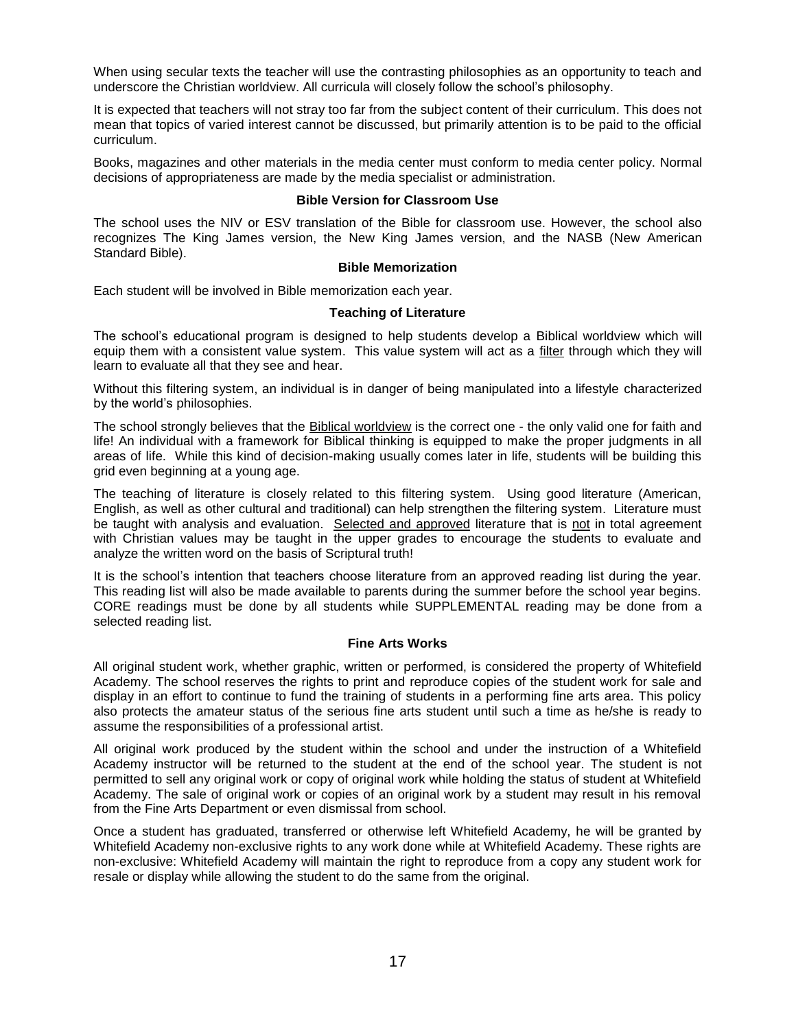When using secular texts the teacher will use the contrasting philosophies as an opportunity to teach and underscore the Christian worldview. All curricula will closely follow the school's philosophy.

It is expected that teachers will not stray too far from the subject content of their curriculum. This does not mean that topics of varied interest cannot be discussed, but primarily attention is to be paid to the official curriculum.

Books, magazines and other materials in the media center must conform to media center policy. Normal decisions of appropriateness are made by the media specialist or administration.

### Bible Version for Classroom Use

The school uses the NIV or ESV translation of the Bible for classroom use. However, the school also recognizes The King James version, the New King James version, and the NASB (New American Standard Bible).

### Bible Memorization

Each student will be involved in Bible memorization each year.

### Teaching of Literature

The school's educational program is designed to help students develop a Biblical worldview which will equip them with a consistent value system. This value system will act as a <u>filter</u> through which they will learn to evaluate all that they see and hear.

Without this filtering system, an individual is in danger of being manipulated into a lifestyle characterized by the world's philosophies.

The school strongly believes that the <u>Biblical worldview</u> is the correct one - the only valid one for faith and life! An individual with a framework for Biblical thinking is equipped to make the proper judgments in all areas of life. While this kind of decision-making usually comes later in life, students will be building this grid even beginning at a young age.

The teaching of literature is closely related to this filtering system. Using good literature (American, English, as well as other cultural and traditional) can help strengthen the filtering system. Literature must be taught with analysis and evaluation. <u>Selected and approved</u> literature that is <u>not</u> in total agreement with Christian values may be taught in the upper grades to encourage the students to evaluate and analyze the written word on the basis of Scriptural truth!

It is the school's intention that teachers choose literature from an approved reading list during the year. This reading list will also be made available to parents during the summer before the school year begins. CORE readings must be done by all students while SUPPLEMENTAL reading may be done from a selected reading list.

### Fine Arts Works

All original student work, whether graphic, written or performed, is considered the property of Whitefield Academy. The school reserves the rights to print and reproduce copies of the student work for sale and display in an effort to continue to fund the training of students in a performing fine arts area. This policy also protects the amateur status of the serious fine arts student until such a time as he/she is ready to assume the responsibilities of a professional artist.

All original work produced by the student within the school and under the instruction of a Whitefield Academy instructor will be returned to the student at the end of the school year. The student is not permitted to sell any original work or copy of original work while holding the status of student at Whitefield Academy. The sale of original work or copies of an original work by a student may result in his removal from the Fine Arts Department or even dismissal from school.

Once a student has graduated, transferred or otherwise left Whitefield Academy, he will be granted by Whitefield Academy non-exclusive rights to any work done while at Whitefield Academy. These rights are non-exclusive: Whitefield Academy will maintain the right to reproduce from a copy any student work for resale or display while allowing the student to do the same from the original.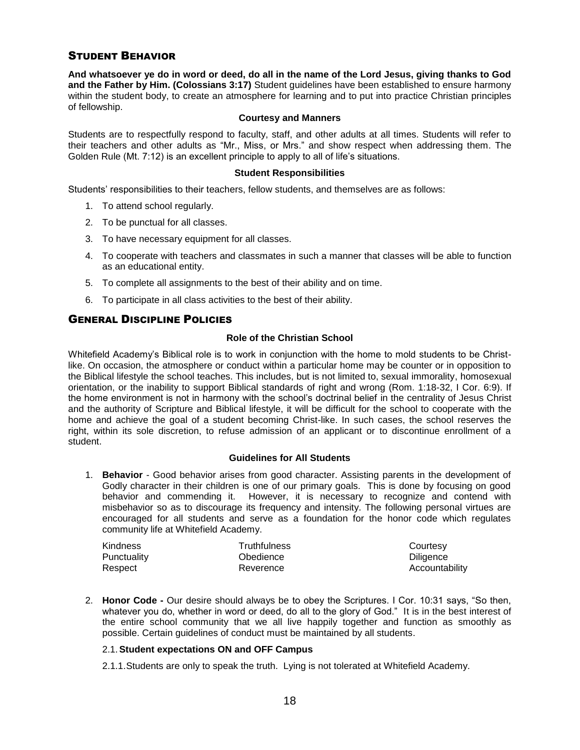## Student Behavior

**And whatsoever ye do in word or deed, do all in the name of the Lord Jesus, giving thanks to God and the Father by Him. (Colossians 3:17)** Student guidelines have been established to ensure harmony within the student body, to create an atmosphere for learning and to put into practice Christian principles of fellowship.

### Courtesy and Manners

Students are to respectfully respond to faculty, staff, and other adults at all times. Students will refer to their teachers and other adults as "Mr., Miss, or Mrs." and show respect when addressing them. The Golden Rule (Mt. 7:12) is an excellent principle to apply to all of life's situations.

### Student Responsibilities

Students' responsibilities to their teachers, fellow students, and themselves are as follows:

1. To attend school regularly.
2. To be punctual for all classes.
3. To have necessary equipment for all classes.
4. To cooperate with teachers and classmates in such a manner that classes will be able to function as an educational entity.
5. To complete all assignments to the best of their ability and on time.
6. To participate in all class activities to the best of their ability.

## General Discipline Policies

### Role of the Christian School

Whitefield Academy's Biblical role is to work in conjunction with the home to mold students to be Christ-like. On occasion, the atmosphere or conduct within a particular home may be counter or in opposition to the Biblical lifestyle the school teaches. This includes, but is not limited to, sexual immorality, homosexual orientation, or the inability to support Biblical standards of right and wrong (Rom. 1:18-32, I Cor. 6:9). If the home environment is not in harmony with the school's doctrinal belief in the centrality of Jesus Christ and the authority of Scripture and Biblical lifestyle, it will be difficult for the school to cooperate with the home and achieve the goal of a student becoming Christ-like. In such cases, the school reserves the right, within its sole discretion, to refuse admission of an applicant or to discontinue enrollment of a student.

### Guidelines for All Students

1. **Behavior** - Good behavior arises from good character. Assisting parents in the development of Godly character in their children is one of our primary goals. This is done by focusing on good behavior and commending it. However, it is necessary to recognize and contend with misbehavior so as to discourage its frequency and intensity. The following personal virtues are encouraged for all students and serve as a foundation for the honor code which regulates community life at Whitefield Academy.

| | | |
|---|---|---|
| Kindness | Truthfulness | Courtesy |
| Punctuality | Obedience | Diligence |
| Respect | Reverence | Accountability |

2. **Honor Code -** Our desire should always be to obey the Scriptures. I Cor. 10:31 says, "So then, whatever you do, whether in word or deed, do all to the glory of God." It is in the best interest of the entire school community that we all live happily together and function as smoothly as possible. Certain guidelines of conduct must be maintained by all students.

2.1. **Student expectations ON and OFF Campus**

2.1.1. Students are only to speak the truth. Lying is not tolerated at Whitefield Academy.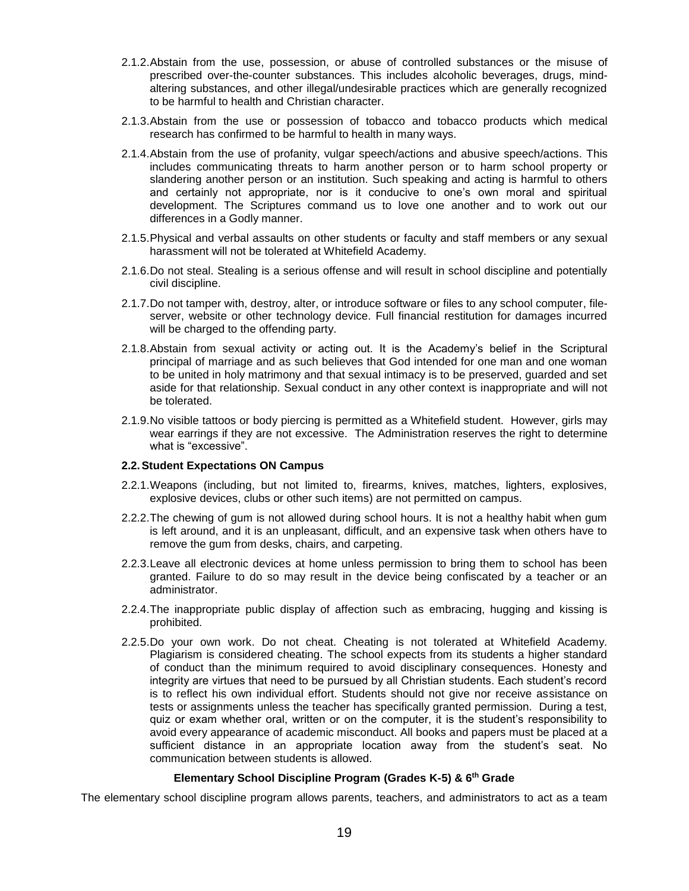2.1.2. Abstain from the use, possession, or abuse of controlled substances or the misuse of prescribed over-the-counter substances. This includes alcoholic beverages, drugs, mind-altering substances, and other illegal/undesirable practices which are generally recognized to be harmful to health and Christian character.

2.1.3. Abstain from the use or possession of tobacco and tobacco products which medical research has confirmed to be harmful to health in many ways.

2.1.4. Abstain from the use of profanity, vulgar speech/actions and abusive speech/actions. This includes communicating threats to harm another person or to harm school property or slandering another person or an institution. Such speaking and acting is harmful to others and certainly not appropriate, nor is it conducive to one's own moral and spiritual development. The Scriptures command us to love one another and to work out our differences in a Godly manner.

2.1.5. Physical and verbal assaults on other students or faculty and staff members or any sexual harassment will not be tolerated at Whitefield Academy.

2.1.6. Do not steal. Stealing is a serious offense and will result in school discipline and potentially civil discipline.

2.1.7. Do not tamper with, destroy, alter, or introduce software or files to any school computer, file-server, website or other technology device. Full financial restitution for damages incurred will be charged to the offending party.

2.1.8. Abstain from sexual activity or acting out. It is the Academy's belief in the Scriptural principal of marriage and as such believes that God intended for one man and one woman to be united in holy matrimony and that sexual intimacy is to be preserved, guarded and set aside for that relationship. Sexual conduct in any other context is inappropriate and will not be tolerated.

2.1.9. No visible tattoos or body piercing is permitted as a Whitefield student. However, girls may wear earrings if they are not excessive. The Administration reserves the right to determine what is "excessive".

**2.2. Student Expectations ON Campus**

2.2.1. Weapons (including, but not limited to, firearms, knives, matches, lighters, explosives, explosive devices, clubs or other such items) are not permitted on campus.

2.2.2. The chewing of gum is not allowed during school hours. It is not a healthy habit when gum is left around, and it is an unpleasant, difficult, and an expensive task when others have to remove the gum from desks, chairs, and carpeting.

2.2.3. Leave all electronic devices at home unless permission to bring them to school has been granted. Failure to do so may result in the device being confiscated by a teacher or an administrator.

2.2.4. The inappropriate public display of affection such as embracing, hugging and kissing is prohibited.

2.2.5. Do your own work. Do not cheat. Cheating is not tolerated at Whitefield Academy. Plagiarism is considered cheating. The school expects from its students a higher standard of conduct than the minimum required to avoid disciplinary consequences. Honesty and integrity are virtues that need to be pursued by all Christian students. Each student's record is to reflect his own individual effort. Students should not give nor receive assistance on tests or assignments unless the teacher has specifically granted permission. During a test, quiz or exam whether oral, written or on the computer, it is the student's responsibility to avoid every appearance of academic misconduct. All books and papers must be placed at a sufficient distance in an appropriate location away from the student's seat. No communication between students is allowed.

**Elementary School Discipline Program (Grades K-5) & 6th Grade**

The elementary school discipline program allows parents, teachers, and administrators to act as a team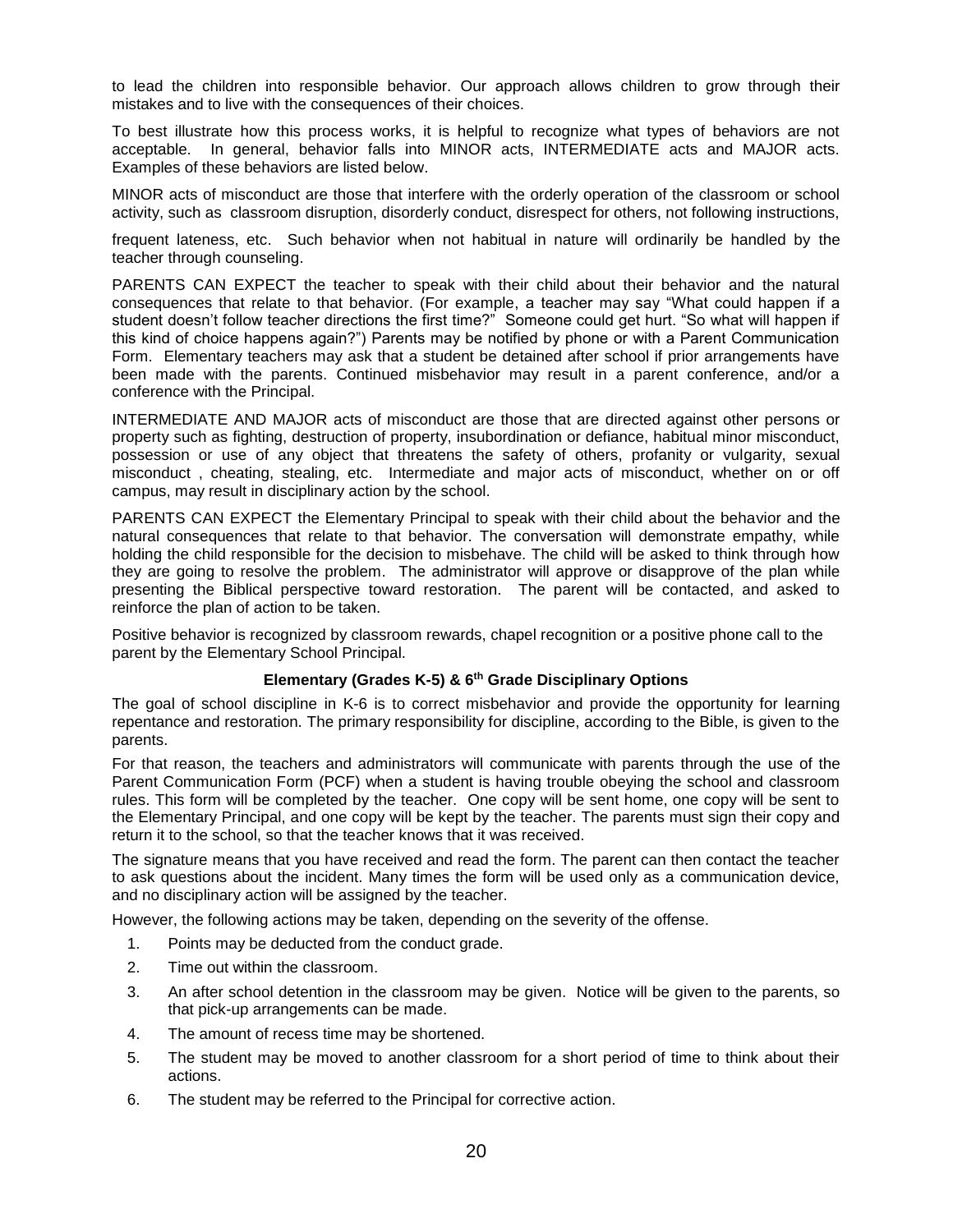to lead the children into responsible behavior. Our approach allows children to grow through their mistakes and to live with the consequences of their choices.

To best illustrate how this process works, it is helpful to recognize what types of behaviors are not acceptable. In general, behavior falls into MINOR acts, INTERMEDIATE acts and MAJOR acts. Examples of these behaviors are listed below.

MINOR acts of misconduct are those that interfere with the orderly operation of the classroom or school activity, such as classroom disruption, disorderly conduct, disrespect for others, not following instructions,

frequent lateness, etc. Such behavior when not habitual in nature will ordinarily be handled by the teacher through counseling.

PARENTS CAN EXPECT the teacher to speak with their child about their behavior and the natural consequences that relate to that behavior. (For example, a teacher may say "What could happen if a student doesn't follow teacher directions the first time?" Someone could get hurt. "So what will happen if this kind of choice happens again?") Parents may be notified by phone or with a Parent Communication Form. Elementary teachers may ask that a student be detained after school if prior arrangements have been made with the parents. Continued misbehavior may result in a parent conference, and/or a conference with the Principal.

INTERMEDIATE AND MAJOR acts of misconduct are those that are directed against other persons or property such as fighting, destruction of property, insubordination or defiance, habitual minor misconduct, possession or use of any object that threatens the safety of others, profanity or vulgarity, sexual misconduct , cheating, stealing, etc. Intermediate and major acts of misconduct, whether on or off campus, may result in disciplinary action by the school.

PARENTS CAN EXPECT the Elementary Principal to speak with their child about the behavior and the natural consequences that relate to that behavior. The conversation will demonstrate empathy, while holding the child responsible for the decision to misbehave. The child will be asked to think through how they are going to resolve the problem. The administrator will approve or disapprove of the plan while presenting the Biblical perspective toward restoration. The parent will be contacted, and asked to reinforce the plan of action to be taken.

Positive behavior is recognized by classroom rewards, chapel recognition or a positive phone call to the parent by the Elementary School Principal.

### Elementary (Grades K-5) & 6th Grade Disciplinary Options

The goal of school discipline in K-6 is to correct misbehavior and provide the opportunity for learning repentance and restoration. The primary responsibility for discipline, according to the Bible, is given to the parents.

For that reason, the teachers and administrators will communicate with parents through the use of the Parent Communication Form (PCF) when a student is having trouble obeying the school and classroom rules. This form will be completed by the teacher. One copy will be sent home, one copy will be sent to the Elementary Principal, and one copy will be kept by the teacher. The parents must sign their copy and return it to the school, so that the teacher knows that it was received.

The signature means that you have received and read the form. The parent can then contact the teacher to ask questions about the incident. Many times the form will be used only as a communication device, and no disciplinary action will be assigned by the teacher.

However, the following actions may be taken, depending on the severity of the offense.

1. Points may be deducted from the conduct grade.
2. Time out within the classroom.
3. An after school detention in the classroom may be given. Notice will be given to the parents, so that pick-up arrangements can be made.
4. The amount of recess time may be shortened.
5. The student may be moved to another classroom for a short period of time to think about their actions.
6. The student may be referred to the Principal for corrective action.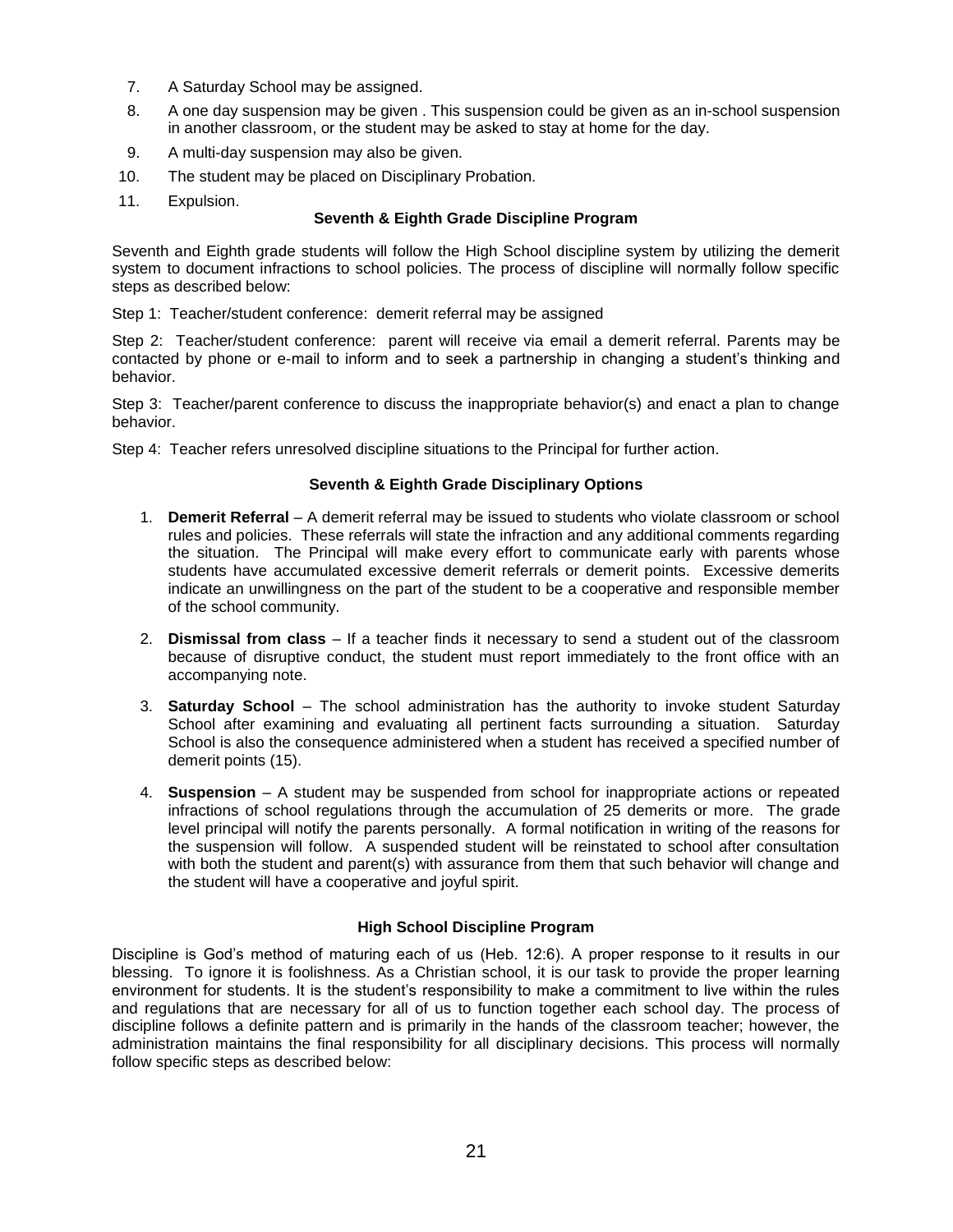7. A Saturday School may be assigned.
8. A one day suspension may be given . This suspension could be given as an in-school suspension in another classroom, or the student may be asked to stay at home for the day.
9. A multi-day suspension may also be given.
10. The student may be placed on Disciplinary Probation.
11. Expulsion.

### Seventh & Eighth Grade Discipline Program

Seventh and Eighth grade students will follow the High School discipline system by utilizing the demerit system to document infractions to school policies. The process of discipline will normally follow specific steps as described below:

Step 1: Teacher/student conference: demerit referral may be assigned

Step 2: Teacher/student conference: parent will receive via email a demerit referral. Parents may be contacted by phone or e-mail to inform and to seek a partnership in changing a student's thinking and behavior.

Step 3: Teacher/parent conference to discuss the inappropriate behavior(s) and enact a plan to change behavior.

Step 4: Teacher refers unresolved discipline situations to the Principal for further action.

### Seventh & Eighth Grade Disciplinary Options

1. **Demerit Referral** – A demerit referral may be issued to students who violate classroom or school rules and policies. These referrals will state the infraction and any additional comments regarding the situation. The Principal will make every effort to communicate early with parents whose students have accumulated excessive demerit referrals or demerit points. Excessive demerits indicate an unwillingness on the part of the student to be a cooperative and responsible member of the school community.

2. **Dismissal from class** – If a teacher finds it necessary to send a student out of the classroom because of disruptive conduct, the student must report immediately to the front office with an accompanying note.

3. **Saturday School** – The school administration has the authority to invoke student Saturday School after examining and evaluating all pertinent facts surrounding a situation. Saturday School is also the consequence administered when a student has received a specified number of demerit points (15).

4. **Suspension** – A student may be suspended from school for inappropriate actions or repeated infractions of school regulations through the accumulation of 25 demerits or more. The grade level principal will notify the parents personally. A formal notification in writing of the reasons for the suspension will follow. A suspended student will be reinstated to school after consultation with both the student and parent(s) with assurance from them that such behavior will change and the student will have a cooperative and joyful spirit.

### High School Discipline Program

Discipline is God's method of maturing each of us (Heb. 12:6). A proper response to it results in our blessing. To ignore it is foolishness. As a Christian school, it is our task to provide the proper learning environment for students. It is the student's responsibility to make a commitment to live within the rules and regulations that are necessary for all of us to function together each school day. The process of discipline follows a definite pattern and is primarily in the hands of the classroom teacher; however, the administration maintains the final responsibility for all disciplinary decisions. This process will normally follow specific steps as described below: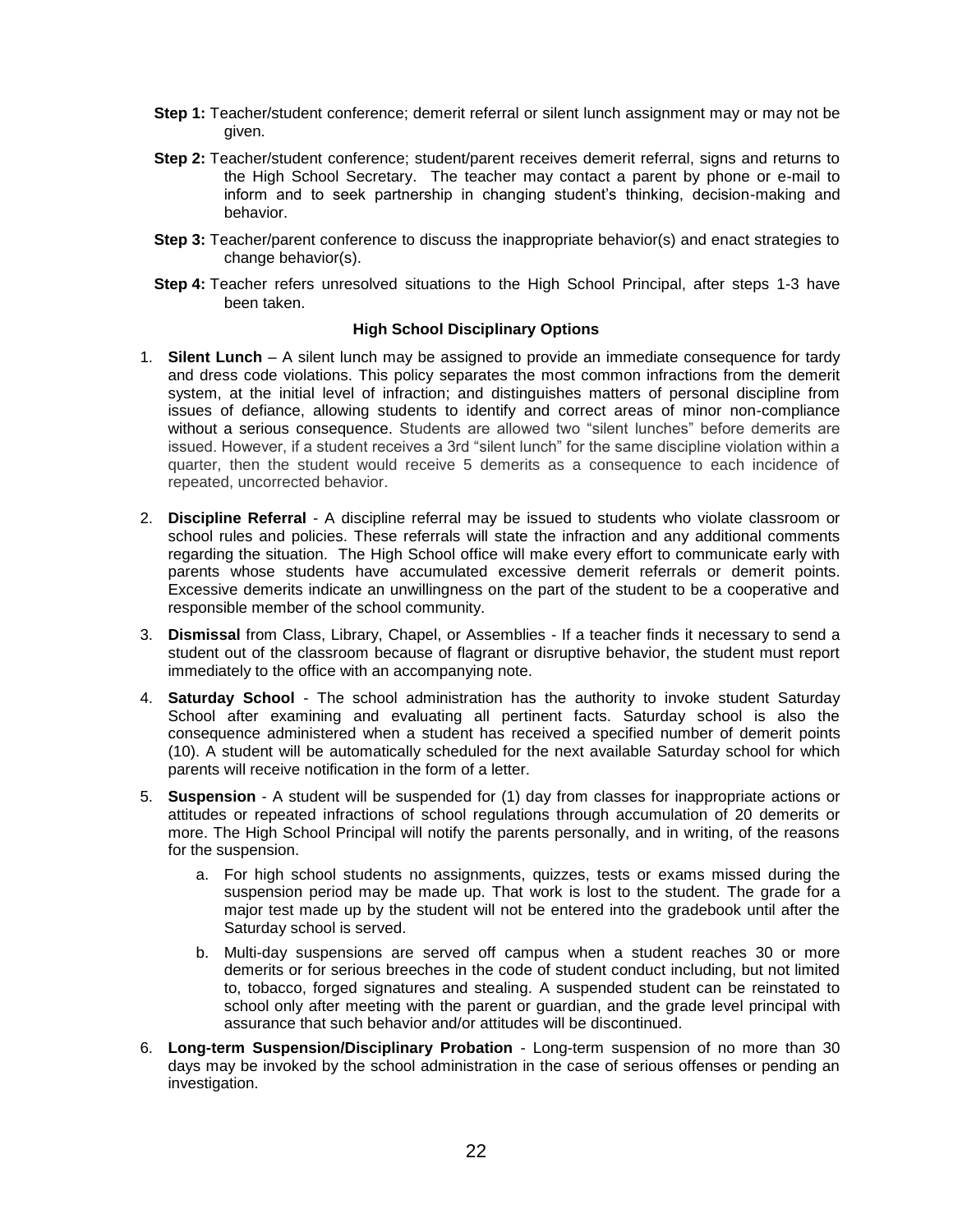**Step 1:** Teacher/student conference; demerit referral or silent lunch assignment may or may not be given.

**Step 2:** Teacher/student conference; student/parent receives demerit referral, signs and returns to the High School Secretary. The teacher may contact a parent by phone or e-mail to inform and to seek partnership in changing student's thinking, decision-making and behavior.

**Step 3:** Teacher/parent conference to discuss the inappropriate behavior(s) and enact strategies to change behavior(s).

**Step 4:** Teacher refers unresolved situations to the High School Principal, after steps 1-3 have been taken.

**High School Disciplinary Options**

1. **Silent Lunch** – A silent lunch may be assigned to provide an immediate consequence for tardy and dress code violations. This policy separates the most common infractions from the demerit system, at the initial level of infraction; and distinguishes matters of personal discipline from issues of defiance, allowing students to identify and correct areas of minor non-compliance without a serious consequence. Students are allowed two "silent lunches" before demerits are issued. However, if a student receives a 3rd "silent lunch" for the same discipline violation within a quarter, then the student would receive 5 demerits as a consequence to each incidence of repeated, uncorrected behavior.

2. **Discipline Referral** - A discipline referral may be issued to students who violate classroom or school rules and policies. These referrals will state the infraction and any additional comments regarding the situation. The High School office will make every effort to communicate early with parents whose students have accumulated excessive demerit referrals or demerit points. Excessive demerits indicate an unwillingness on the part of the student to be a cooperative and responsible member of the school community.

3. **Dismissal** from Class, Library, Chapel, or Assemblies - If a teacher finds it necessary to send a student out of the classroom because of flagrant or disruptive behavior, the student must report immediately to the office with an accompanying note.

4. **Saturday School** - The school administration has the authority to invoke student Saturday School after examining and evaluating all pertinent facts. Saturday school is also the consequence administered when a student has received a specified number of demerit points (10). A student will be automatically scheduled for the next available Saturday school for which parents will receive notification in the form of a letter.

5. **Suspension** - A student will be suspended for (1) day from classes for inappropriate actions or attitudes or repeated infractions of school regulations through accumulation of 20 demerits or more. The High School Principal will notify the parents personally, and in writing, of the reasons for the suspension.

   a. For high school students no assignments, quizzes, tests or exams missed during the suspension period may be made up. That work is lost to the student. The grade for a major test made up by the student will not be entered into the gradebook until after the Saturday school is served.

   b. Multi-day suspensions are served off campus when a student reaches 30 or more demerits or for serious breeches in the code of student conduct including, but not limited to, tobacco, forged signatures and stealing. A suspended student can be reinstated to school only after meeting with the parent or guardian, and the grade level principal with assurance that such behavior and/or attitudes will be discontinued.

6. **Long-term Suspension/Disciplinary Probation** - Long-term suspension of no more than 30 days may be invoked by the school administration in the case of serious offenses or pending an investigation.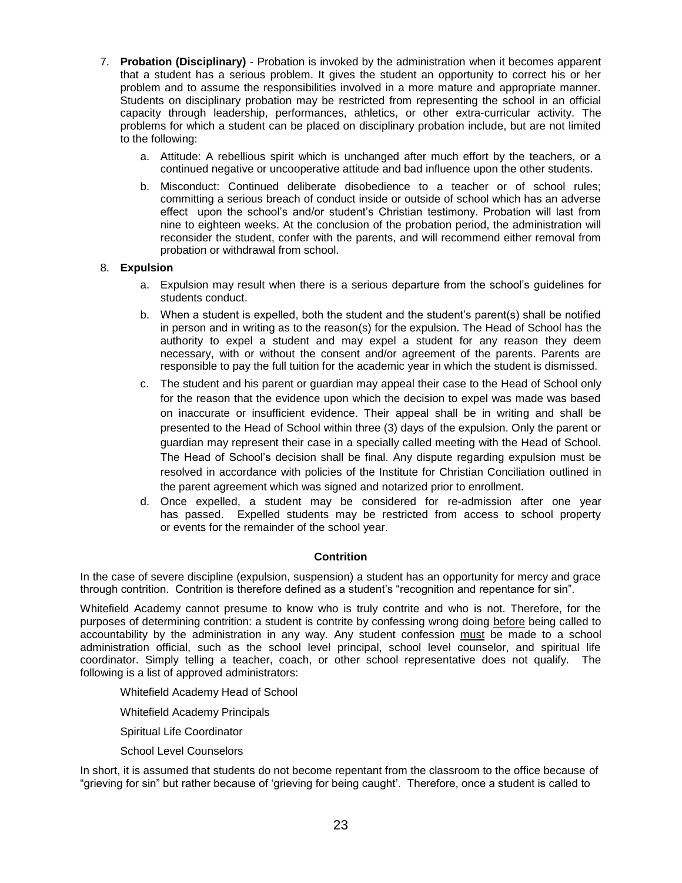7. **Probation (Disciplinary)** - Probation is invoked by the administration when it becomes apparent that a student has a serious problem. It gives the student an opportunity to correct his or her problem and to assume the responsibilities involved in a more mature and appropriate manner. Students on disciplinary probation may be restricted from representing the school in an official capacity through leadership, performances, athletics, or other extra-curricular activity. The problems for which a student can be placed on disciplinary probation include, but are not limited to the following:

   a. Attitude: A rebellious spirit which is unchanged after much effort by the teachers, or a continued negative or uncooperative attitude and bad influence upon the other students.

   b. Misconduct: Continued deliberate disobedience to a teacher or of school rules; committing a serious breach of conduct inside or outside of school which has an adverse effect upon the school's and/or student's Christian testimony. Probation will last from nine to eighteen weeks. At the conclusion of the probation period, the administration will reconsider the student, confer with the parents, and will recommend either removal from probation or withdrawal from school.

8. **Expulsion**

   a. Expulsion may result when there is a serious departure from the school's guidelines for students conduct.

   b. When a student is expelled, both the student and the student's parent(s) shall be notified in person and in writing as to the reason(s) for the expulsion. The Head of School has the authority to expel a student and may expel a student for any reason they deem necessary, with or without the consent and/or agreement of the parents. Parents are responsible to pay the full tuition for the academic year in which the student is dismissed.

   c. The student and his parent or guardian may appeal their case to the Head of School only for the reason that the evidence upon which the decision to expel was made was based on inaccurate or insufficient evidence. Their appeal shall be in writing and shall be presented to the Head of School within three (3) days of the expulsion. Only the parent or guardian may represent their case in a specially called meeting with the Head of School. The Head of School's decision shall be final. Any dispute regarding expulsion must be resolved in accordance with policies of the Institute for Christian Conciliation outlined in the parent agreement which was signed and notarized prior to enrollment.

   d. Once expelled, a student may be considered for re-admission after one year has passed. Expelled students may be restricted from access to school property or events for the remainder of the school year.

**Contrition**

In the case of severe discipline (expulsion, suspension) a student has an opportunity for mercy and grace through contrition. Contrition is therefore defined as a student's "recognition and repentance for sin".

Whitefield Academy cannot presume to know who is truly contrite and who is not. Therefore, for the purposes of determining contrition: a student is contrite by confessing wrong doing <u>before</u> being called to accountability by the administration in any way. Any student confession <u>must</u> be made to a school administration official, such as the school level principal, school level counselor, and spiritual life coordinator. Simply telling a teacher, coach, or other school representative does not qualify. The following is a list of approved administrators:

Whitefield Academy Head of School

Whitefield Academy Principals

Spiritual Life Coordinator

School Level Counselors

In short, it is assumed that students do not become repentant from the classroom to the office because of "grieving for sin" but rather because of 'grieving for being caught'. Therefore, once a student is called to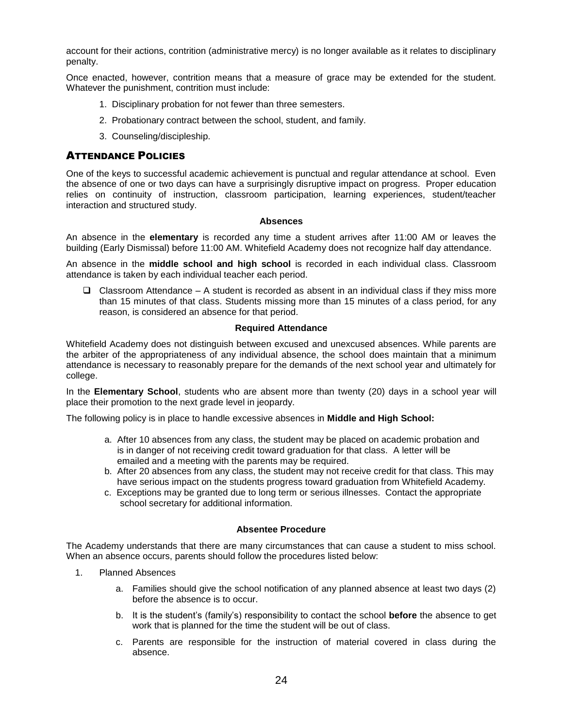account for their actions, contrition (administrative mercy) is no longer available as it relates to disciplinary penalty.

Once enacted, however, contrition means that a measure of grace may be extended for the student. Whatever the punishment, contrition must include:

1. Disciplinary probation for not fewer than three semesters.
2. Probationary contract between the school, student, and family.
3. Counseling/discipleship.

## ATTENDANCE POLICIES

One of the keys to successful academic achievement is punctual and regular attendance at school. Even the absence of one or two days can have a surprisingly disruptive impact on progress. Proper education relies on continuity of instruction, classroom participation, learning experiences, student/teacher interaction and structured study.

### Absences

An absence in the **elementary** is recorded any time a student arrives after 11:00 AM or leaves the building (Early Dismissal) before 11:00 AM. Whitefield Academy does not recognize half day attendance.

An absence in the **middle school and high school** is recorded in each individual class. Classroom attendance is taken by each individual teacher each period.

- Classroom Attendance – A student is recorded as absent in an individual class if they miss more than 15 minutes of that class. Students missing more than 15 minutes of a class period, for any reason, is considered an absence for that period.

### Required Attendance

Whitefield Academy does not distinguish between excused and unexcused absences. While parents are the arbiter of the appropriateness of any individual absence, the school does maintain that a minimum attendance is necessary to reasonably prepare for the demands of the next school year and ultimately for college.

In the **Elementary School**, students who are absent more than twenty (20) days in a school year will place their promotion to the next grade level in jeopardy.

The following policy is in place to handle excessive absences in **Middle and High School:**

a. After 10 absences from any class, the student may be placed on academic probation and is in danger of not receiving credit toward graduation for that class. A letter will be emailed and a meeting with the parents may be required.
b. After 20 absences from any class, the student may not receive credit for that class. This may have serious impact on the students progress toward graduation from Whitefield Academy.
c. Exceptions may be granted due to long term or serious illnesses. Contact the appropriate school secretary for additional information.

### Absentee Procedure

The Academy understands that there are many circumstances that can cause a student to miss school. When an absence occurs, parents should follow the procedures listed below:

1. Planned Absences
   a. Families should give the school notification of any planned absence at least two days (2) before the absence is to occur.
   b. It is the student's (family's) responsibility to contact the school **before** the absence to get work that is planned for the time the student will be out of class.
   c. Parents are responsible for the instruction of material covered in class during the absence.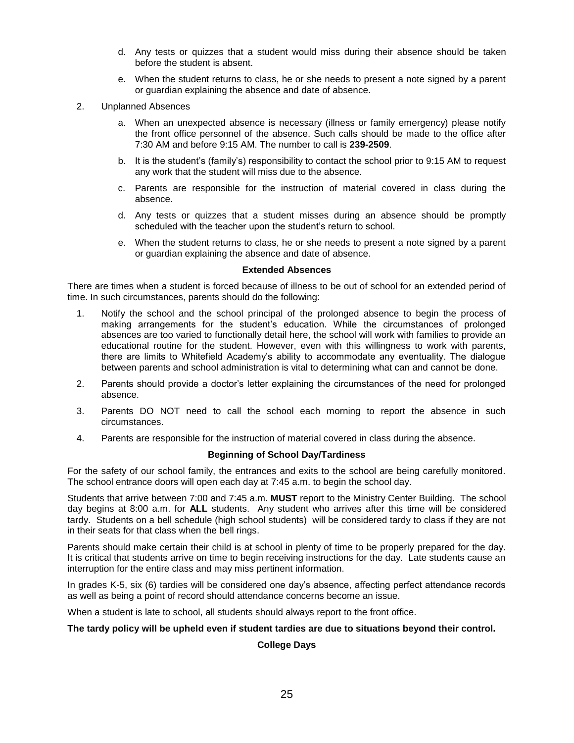d. Any tests or quizzes that a student would miss during their absence should be taken before the student is absent.

   e. When the student returns to class, he or she needs to present a note signed by a parent or guardian explaining the absence and date of absence.

2. Unplanned Absences

   a. When an unexpected absence is necessary (illness or family emergency) please notify the front office personnel of the absence. Such calls should be made to the office after 7:30 AM and before 9:15 AM. The number to call is **239-2509**.

   b. It is the student's (family's) responsibility to contact the school prior to 9:15 AM to request any work that the student will miss due to the absence.

   c. Parents are responsible for the instruction of material covered in class during the absence.

   d. Any tests or quizzes that a student misses during an absence should be promptly scheduled with the teacher upon the student's return to school.

   e. When the student returns to class, he or she needs to present a note signed by a parent or guardian explaining the absence and date of absence.

**Extended Absences**

There are times when a student is forced because of illness to be out of school for an extended period of time. In such circumstances, parents should do the following:

1. Notify the school and the school principal of the prolonged absence to begin the process of making arrangements for the student's education. While the circumstances of prolonged absences are too varied to functionally detail here, the school will work with families to provide an educational routine for the student. However, even with this willingness to work with parents, there are limits to Whitefield Academy's ability to accommodate any eventuality. The dialogue between parents and school administration is vital to determining what can and cannot be done.
2. Parents should provide a doctor's letter explaining the circumstances of the need for prolonged absence.
3. Parents DO NOT need to call the school each morning to report the absence in such circumstances.
4. Parents are responsible for the instruction of material covered in class during the absence.

**Beginning of School Day/Tardiness**

For the safety of our school family, the entrances and exits to the school are being carefully monitored. The school entrance doors will open each day at 7:45 a.m. to begin the school day.

Students that arrive between 7:00 and 7:45 a.m. **MUST** report to the Ministry Center Building. The school day begins at 8:00 a.m. for **ALL** students. Any student who arrives after this time will be considered tardy. Students on a bell schedule (high school students) will be considered tardy to class if they are not in their seats for that class when the bell rings.

Parents should make certain their child is at school in plenty of time to be properly prepared for the day. It is critical that students arrive on time to begin receiving instructions for the day. Late students cause an interruption for the entire class and may miss pertinent information.

In grades K-5, six (6) tardies will be considered one day's absence, affecting perfect attendance records as well as being a point of record should attendance concerns become an issue.

When a student is late to school, all students should always report to the front office.

**The tardy policy will be upheld even if student tardies are due to situations beyond their control.**

**College Days**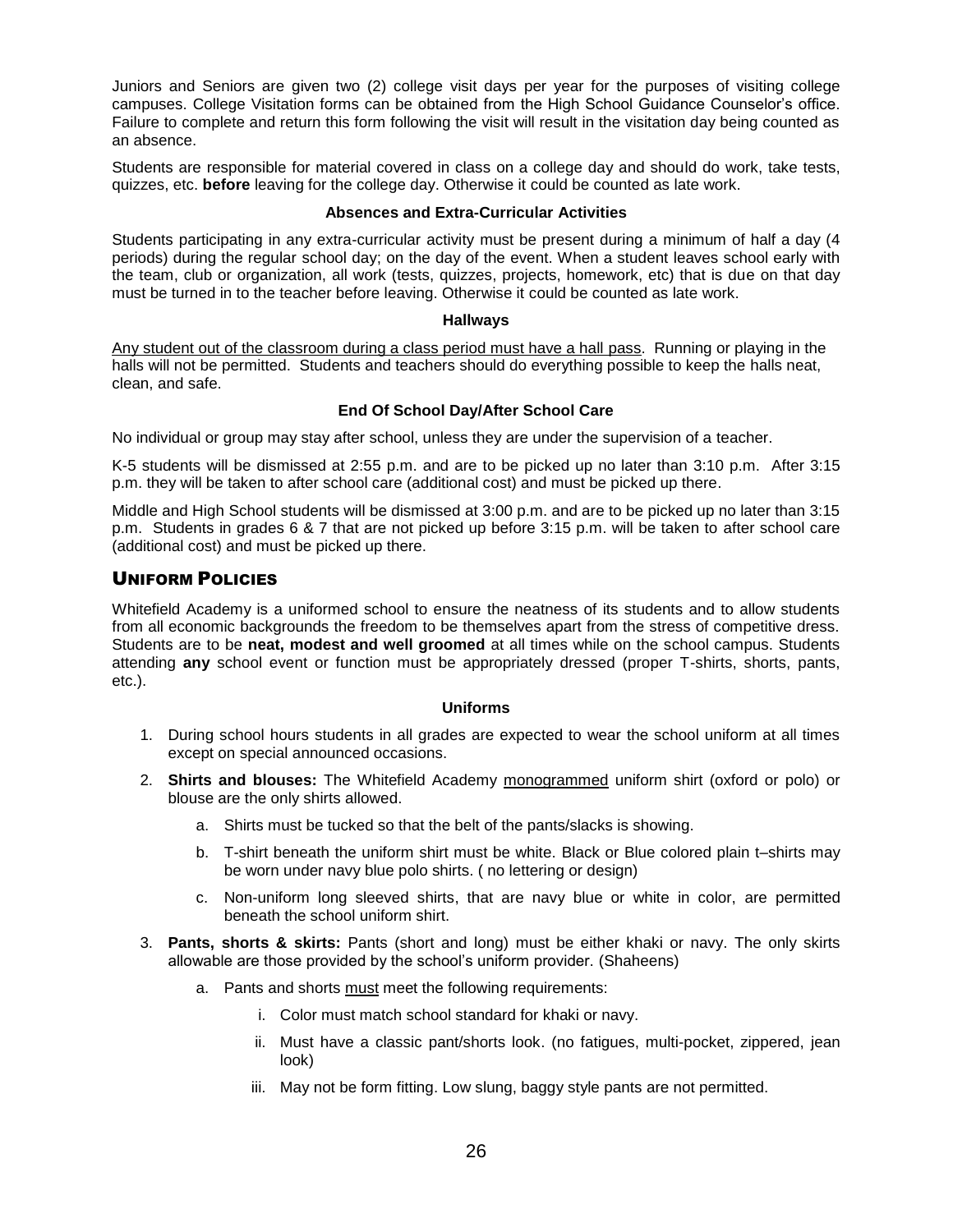Juniors and Seniors are given two (2) college visit days per year for the purposes of visiting college campuses. College Visitation forms can be obtained from the High School Guidance Counselor's office. Failure to complete and return this form following the visit will result in the visitation day being counted as an absence.

Students are responsible for material covered in class on a college day and should do work, take tests, quizzes, etc. **before** leaving for the college day. Otherwise it could be counted as late work.

### Absences and Extra-Curricular Activities

Students participating in any extra-curricular activity must be present during a minimum of half a day (4 periods) during the regular school day; on the day of the event. When a student leaves school early with the team, club or organization, all work (tests, quizzes, projects, homework, etc) that is due on that day must be turned in to the teacher before leaving. Otherwise it could be counted as late work.

### Hallways

<u>Any student out of the classroom during a class period must have a hall pass</u>. Running or playing in the halls will not be permitted. Students and teachers should do everything possible to keep the halls neat, clean, and safe.

### End Of School Day/After School Care

No individual or group may stay after school, unless they are under the supervision of a teacher.

K-5 students will be dismissed at 2:55 p.m. and are to be picked up no later than 3:10 p.m. After 3:15 p.m. they will be taken to after school care (additional cost) and must be picked up there.

Middle and High School students will be dismissed at 3:00 p.m. and are to be picked up no later than 3:15 p.m. Students in grades 6 & 7 that are not picked up before 3:15 p.m. will be taken to after school care (additional cost) and must be picked up there.

## Uniform Policies

Whitefield Academy is a uniformed school to ensure the neatness of its students and to allow students from all economic backgrounds the freedom to be themselves apart from the stress of competitive dress. Students are to be **neat, modest and well groomed** at all times while on the school campus. Students attending **any** school event or function must be appropriately dressed (proper T-shirts, shorts, pants, etc.).

### Uniforms

1. During school hours students in all grades are expected to wear the school uniform at all times except on special announced occasions.
2. **Shirts and blouses:** The Whitefield Academy <u>monogrammed</u> uniform shirt (oxford or polo) or blouse are the only shirts allowed.
    a. Shirts must be tucked so that the belt of the pants/slacks is showing.
    b. T-shirt beneath the uniform shirt must be white. Black or Blue colored plain t–shirts may be worn under navy blue polo shirts. ( no lettering or design)
    c. Non-uniform long sleeved shirts, that are navy blue or white in color, are permitted beneath the school uniform shirt.
3. **Pants, shorts & skirts:** Pants (short and long) must be either khaki or navy. The only skirts allowable are those provided by the school's uniform provider. (Shaheens)
    a. Pants and shorts <u>must</u> meet the following requirements:
        i. Color must match school standard for khaki or navy.
        ii. Must have a classic pant/shorts look. (no fatigues, multi-pocket, zippered, jean look)
        iii. May not be form fitting. Low slung, baggy style pants are not permitted.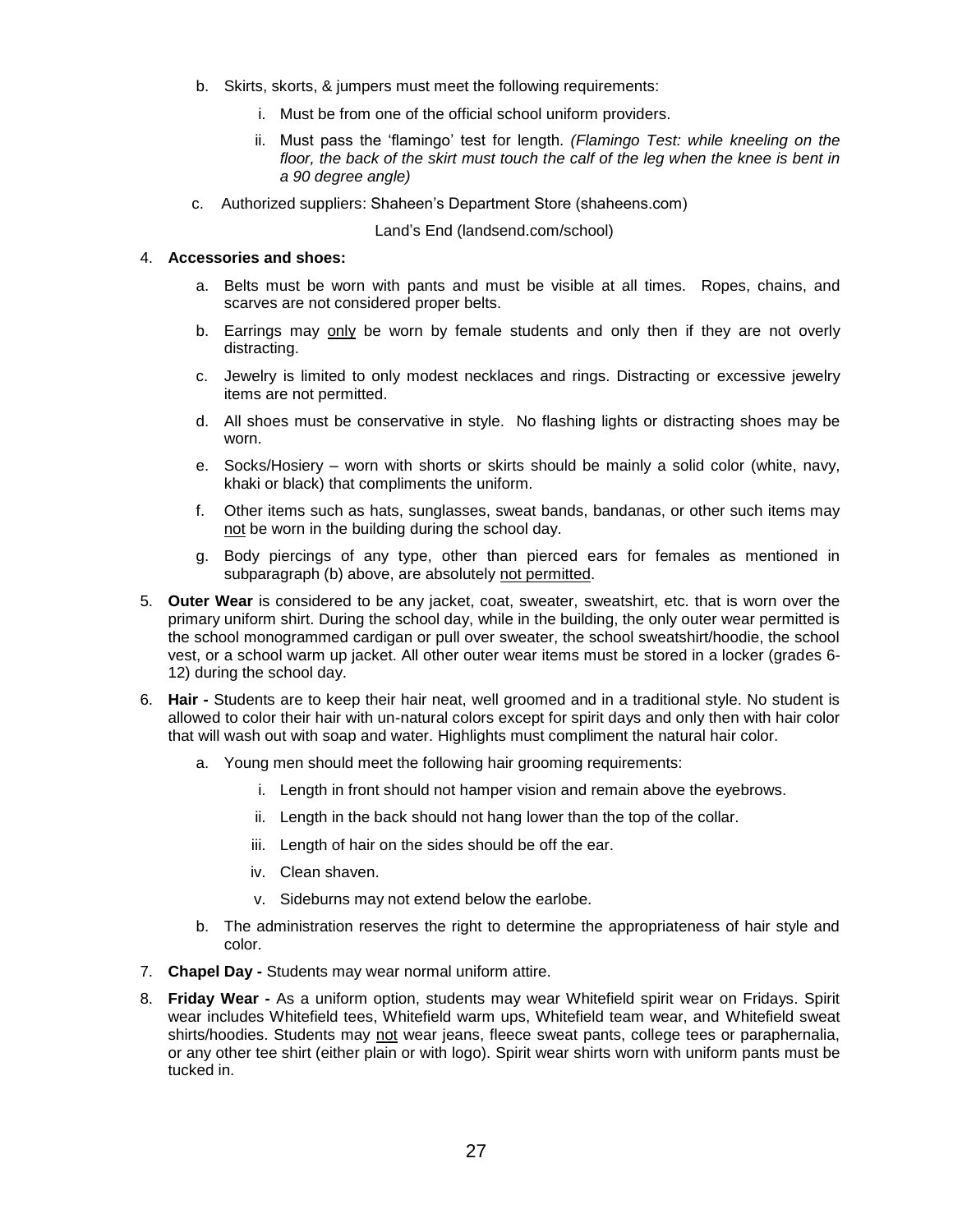b. Skirts, skorts, & jumpers must meet the following requirements:

    i. Must be from one of the official school uniform providers.

    ii. Must pass the 'flamingo' test for length. *(Flamingo Test: while kneeling on the floor, the back of the skirt must touch the calf of the leg when the knee is bent in a 90 degree angle)*

c. Authorized suppliers: Shaheen's Department Store (shaheens.com)

    Land's End (landsend.com/school)

4. **Accessories and shoes:**

    a. Belts must be worn with pants and must be visible at all times. Ropes, chains, and scarves are not considered proper belts.

    b. Earrings may <u>only</u> be worn by female students and only then if they are not overly distracting.

    c. Jewelry is limited to only modest necklaces and rings. Distracting or excessive jewelry items are not permitted.

    d. All shoes must be conservative in style. No flashing lights or distracting shoes may be worn.

    e. Socks/Hosiery – worn with shorts or skirts should be mainly a solid color (white, navy, khaki or black) that compliments the uniform.

    f. Other items such as hats, sunglasses, sweat bands, bandanas, or other such items may <u>not</u> be worn in the building during the school day.

    g. Body piercings of any type, other than pierced ears for females as mentioned in subparagraph (b) above, are absolutely <u>not permitted</u>.

5. **Outer Wear** is considered to be any jacket, coat, sweater, sweatshirt, etc. that is worn over the primary uniform shirt. During the school day, while in the building, the only outer wear permitted is the school monogrammed cardigan or pull over sweater, the school sweatshirt/hoodie, the school vest, or a school warm up jacket. All other outer wear items must be stored in a locker (grades 6-12) during the school day.

6. **Hair -** Students are to keep their hair neat, well groomed and in a traditional style. No student is allowed to color their hair with un-natural colors except for spirit days and only then with hair color that will wash out with soap and water. Highlights must compliment the natural hair color.

    a. Young men should meet the following hair grooming requirements:

        i. Length in front should not hamper vision and remain above the eyebrows.

        ii. Length in the back should not hang lower than the top of the collar.

        iii. Length of hair on the sides should be off the ear.

        iv. Clean shaven.

        v. Sideburns may not extend below the earlobe.

    b. The administration reserves the right to determine the appropriateness of hair style and color.

7. **Chapel Day -** Students may wear normal uniform attire.

8. **Friday Wear -** As a uniform option, students may wear Whitefield spirit wear on Fridays. Spirit wear includes Whitefield tees, Whitefield warm ups, Whitefield team wear, and Whitefield sweat shirts/hoodies. Students may <u>not</u> wear jeans, fleece sweat pants, college tees or paraphernalia, or any other tee shirt (either plain or with logo). Spirit wear shirts worn with uniform pants must be tucked in.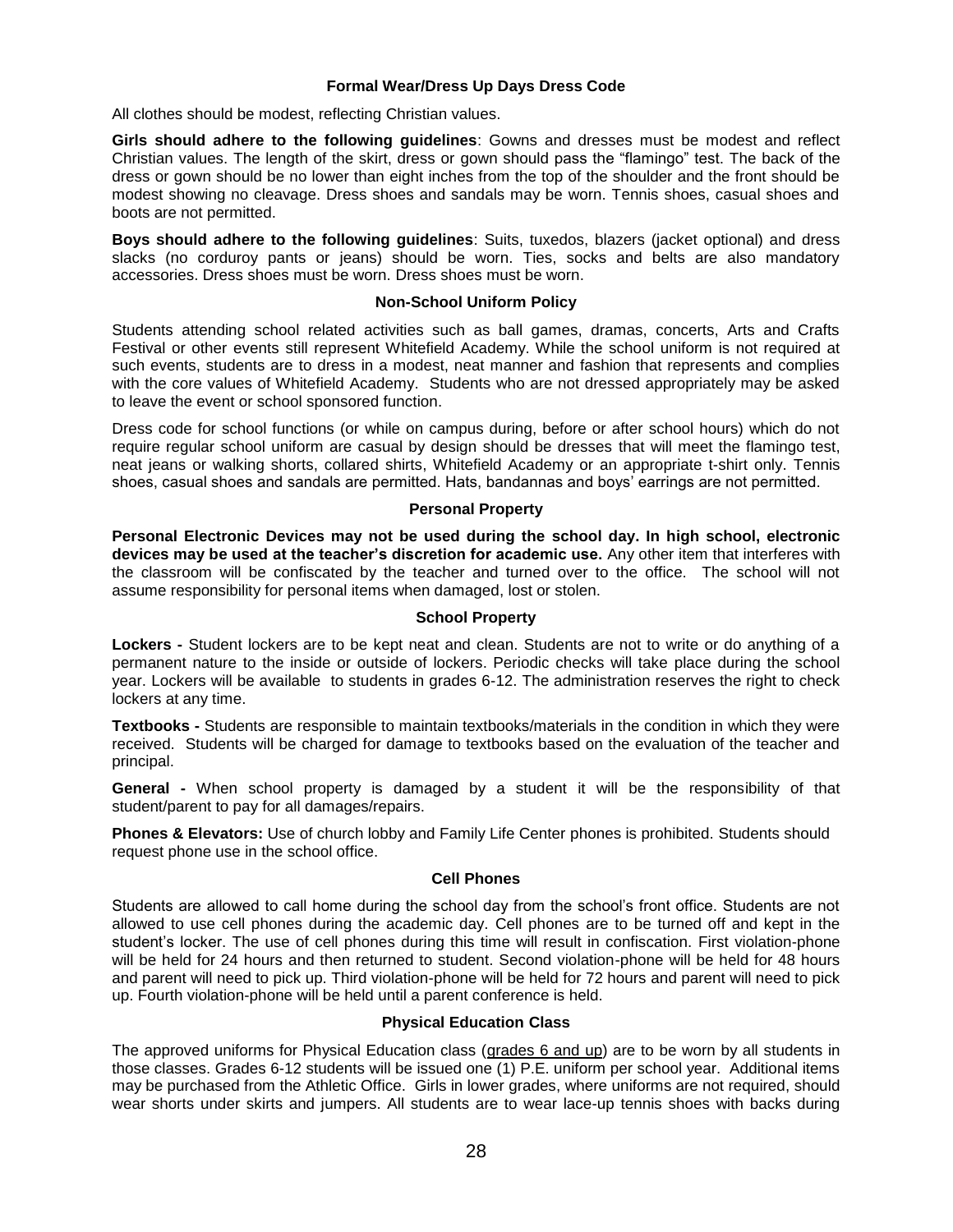### Formal Wear/Dress Up Days Dress Code

All clothes should be modest, reflecting Christian values.

**Girls should adhere to the following guidelines**: Gowns and dresses must be modest and reflect Christian values. The length of the skirt, dress or gown should pass the "flamingo" test. The back of the dress or gown should be no lower than eight inches from the top of the shoulder and the front should be modest showing no cleavage. Dress shoes and sandals may be worn. Tennis shoes, casual shoes and boots are not permitted.

**Boys should adhere to the following guidelines**: Suits, tuxedos, blazers (jacket optional) and dress slacks (no corduroy pants or jeans) should be worn. Ties, socks and belts are also mandatory accessories. Dress shoes must be worn. Dress shoes must be worn.

### Non-School Uniform Policy

Students attending school related activities such as ball games, dramas, concerts, Arts and Crafts Festival or other events still represent Whitefield Academy. While the school uniform is not required at such events, students are to dress in a modest, neat manner and fashion that represents and complies with the core values of Whitefield Academy. Students who are not dressed appropriately may be asked to leave the event or school sponsored function.

Dress code for school functions (or while on campus during, before or after school hours) which do not require regular school uniform are casual by design should be dresses that will meet the flamingo test, neat jeans or walking shorts, collared shirts, Whitefield Academy or an appropriate t-shirt only. Tennis shoes, casual shoes and sandals are permitted. Hats, bandannas and boys' earrings are not permitted.

### Personal Property

**Personal Electronic Devices may not be used during the school day. In high school, electronic devices may be used at the teacher's discretion for academic use.** Any other item that interferes with the classroom will be confiscated by the teacher and turned over to the office. The school will not assume responsibility for personal items when damaged, lost or stolen.

### School Property

**Lockers -** Student lockers are to be kept neat and clean. Students are not to write or do anything of a permanent nature to the inside or outside of lockers. Periodic checks will take place during the school year. Lockers will be available to students in grades 6-12. The administration reserves the right to check lockers at any time.

**Textbooks -** Students are responsible to maintain textbooks/materials in the condition in which they were received. Students will be charged for damage to textbooks based on the evaluation of the teacher and principal.

**General -** When school property is damaged by a student it will be the responsibility of that student/parent to pay for all damages/repairs.

**Phones & Elevators:** Use of church lobby and Family Life Center phones is prohibited. Students should request phone use in the school office.

### Cell Phones

Students are allowed to call home during the school day from the school's front office. Students are not allowed to use cell phones during the academic day. Cell phones are to be turned off and kept in the student's locker. The use of cell phones during this time will result in confiscation. First violation-phone will be held for 24 hours and then returned to student. Second violation-phone will be held for 48 hours and parent will need to pick up. Third violation-phone will be held for 72 hours and parent will need to pick up. Fourth violation-phone will be held until a parent conference is held.

### Physical Education Class

The approved uniforms for Physical Education class (grades 6 and up) are to be worn by all students in those classes. Grades 6-12 students will be issued one (1) P.E. uniform per school year. Additional items may be purchased from the Athletic Office. Girls in lower grades, where uniforms are not required, should wear shorts under skirts and jumpers. All students are to wear lace-up tennis shoes with backs during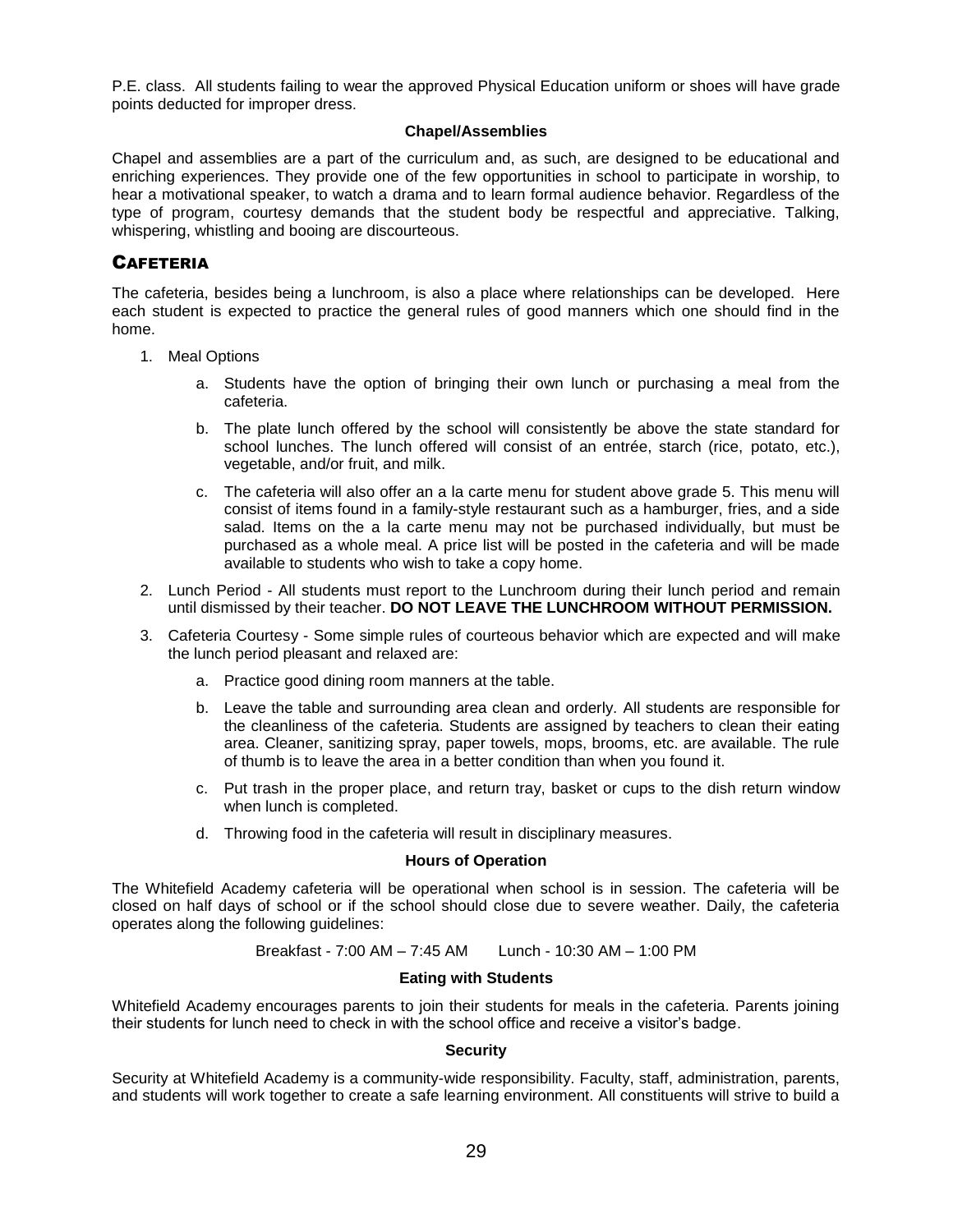P.E. class. All students failing to wear the approved Physical Education uniform or shoes will have grade points deducted for improper dress.

#### Chapel/Assemblies

Chapel and assemblies are a part of the curriculum and, as such, are designed to be educational and enriching experiences. They provide one of the few opportunities in school to participate in worship, to hear a motivational speaker, to watch a drama and to learn formal audience behavior. Regardless of the type of program, courtesy demands that the student body be respectful and appreciative. Talking, whispering, whistling and booing are discourteous.

## Cafeteria

The cafeteria, besides being a lunchroom, is also a place where relationships can be developed. Here each student is expected to practice the general rules of good manners which one should find in the home.

1. Meal Options
    a. Students have the option of bringing their own lunch or purchasing a meal from the cafeteria.
    b. The plate lunch offered by the school will consistently be above the state standard for school lunches. The lunch offered will consist of an entrée, starch (rice, potato, etc.), vegetable, and/or fruit, and milk.
    c. The cafeteria will also offer an a la carte menu for student above grade 5. This menu will consist of items found in a family-style restaurant such as a hamburger, fries, and a side salad. Items on the a la carte menu may not be purchased individually, but must be purchased as a whole meal. A price list will be posted in the cafeteria and will be made available to students who wish to take a copy home.
2. Lunch Period - All students must report to the Lunchroom during their lunch period and remain until dismissed by their teacher. **DO NOT LEAVE THE LUNCHROOM WITHOUT PERMISSION.**
3. Cafeteria Courtesy - Some simple rules of courteous behavior which are expected and will make the lunch period pleasant and relaxed are:
    a. Practice good dining room manners at the table.
    b. Leave the table and surrounding area clean and orderly. All students are responsible for the cleanliness of the cafeteria. Students are assigned by teachers to clean their eating area. Cleaner, sanitizing spray, paper towels, mops, brooms, etc. are available. The rule of thumb is to leave the area in a better condition than when you found it.
    c. Put trash in the proper place, and return tray, basket or cups to the dish return window when lunch is completed.
    d. Throwing food in the cafeteria will result in disciplinary measures.

#### Hours of Operation

The Whitefield Academy cafeteria will be operational when school is in session. The cafeteria will be closed on half days of school or if the school should close due to severe weather. Daily, the cafeteria operates along the following guidelines:

Breakfast - 7:00 AM – 7:45 AM      Lunch - 10:30 AM – 1:00 PM

#### Eating with Students

Whitefield Academy encourages parents to join their students for meals in the cafeteria. Parents joining their students for lunch need to check in with the school office and receive a visitor's badge.

#### Security

Security at Whitefield Academy is a community-wide responsibility. Faculty, staff, administration, parents, and students will work together to create a safe learning environment. All constituents will strive to build a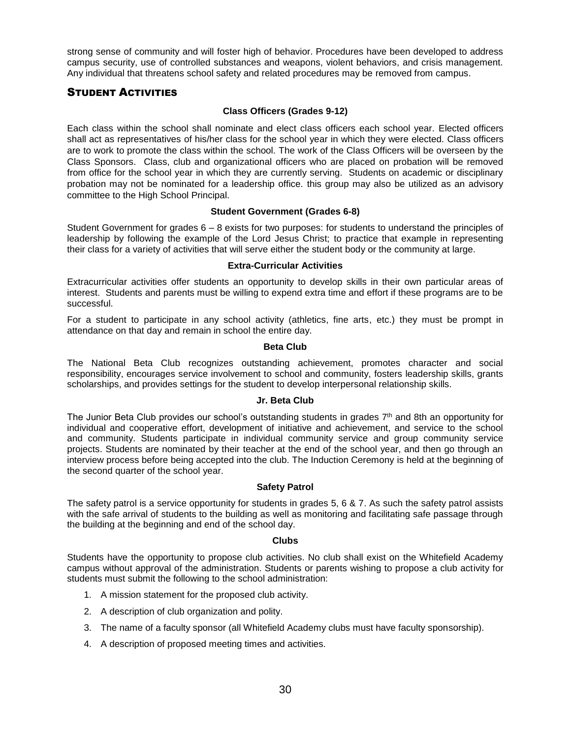strong sense of community and will foster high of behavior. Procedures have been developed to address campus security, use of controlled substances and weapons, violent behaviors, and crisis management. Any individual that threatens school safety and related procedures may be removed from campus.

## Student Activities

### Class Officers (Grades 9-12)

Each class within the school shall nominate and elect class officers each school year. Elected officers shall act as representatives of his/her class for the school year in which they were elected. Class officers are to work to promote the class within the school. The work of the Class Officers will be overseen by the Class Sponsors. Class, club and organizational officers who are placed on probation will be removed from office for the school year in which they are currently serving. Students on academic or disciplinary probation may not be nominated for a leadership office. this group may also be utilized as an advisory committee to the High School Principal.

### Student Government (Grades 6-8)

Student Government for grades 6 – 8 exists for two purposes: for students to understand the principles of leadership by following the example of the Lord Jesus Christ; to practice that example in representing their class for a variety of activities that will serve either the student body or the community at large.

### Extra-Curricular Activities

Extracurricular activities offer students an opportunity to develop skills in their own particular areas of interest. Students and parents must be willing to expend extra time and effort if these programs are to be successful.

For a student to participate in any school activity (athletics, fine arts, etc.) they must be prompt in attendance on that day and remain in school the entire day.

### Beta Club

The National Beta Club recognizes outstanding achievement, promotes character and social responsibility, encourages service involvement to school and community, fosters leadership skills, grants scholarships, and provides settings for the student to develop interpersonal relationship skills.

### Jr. Beta Club

The Junior Beta Club provides our school's outstanding students in grades 7th and 8th an opportunity for individual and cooperative effort, development of initiative and achievement, and service to the school and community. Students participate in individual community service and group community service projects. Students are nominated by their teacher at the end of the school year, and then go through an interview process before being accepted into the club. The Induction Ceremony is held at the beginning of the second quarter of the school year.

### Safety Patrol

The safety patrol is a service opportunity for students in grades 5, 6 & 7. As such the safety patrol assists with the safe arrival of students to the building as well as monitoring and facilitating safe passage through the building at the beginning and end of the school day.

### Clubs

Students have the opportunity to propose club activities. No club shall exist on the Whitefield Academy campus without approval of the administration. Students or parents wishing to propose a club activity for students must submit the following to the school administration:

1. A mission statement for the proposed club activity.
2. A description of club organization and polity.
3. The name of a faculty sponsor (all Whitefield Academy clubs must have faculty sponsorship).
4. A description of proposed meeting times and activities.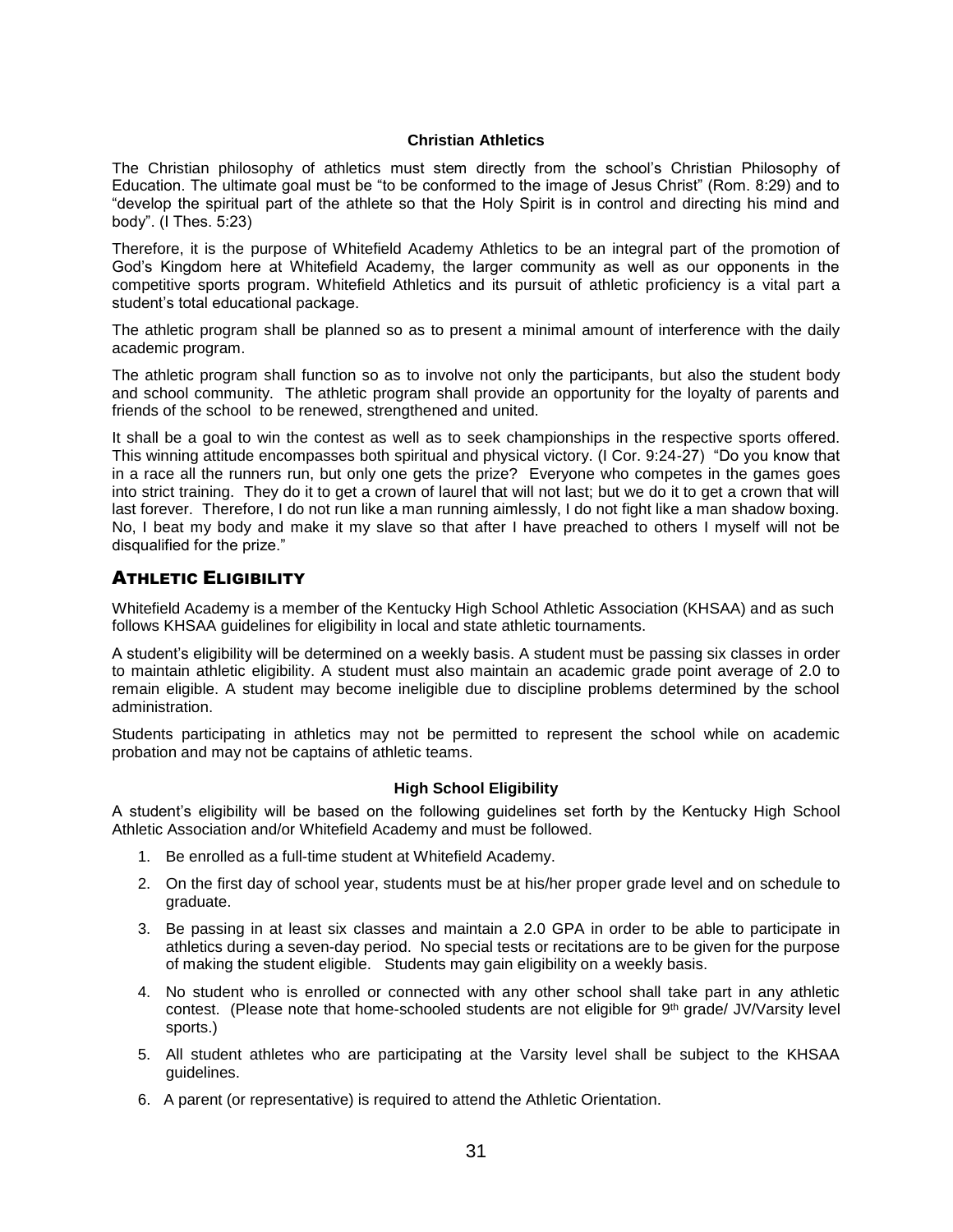### Christian Athletics

The Christian philosophy of athletics must stem directly from the school's Christian Philosophy of Education. The ultimate goal must be "to be conformed to the image of Jesus Christ" (Rom. 8:29) and to "develop the spiritual part of the athlete so that the Holy Spirit is in control and directing his mind and body". (I Thes. 5:23)

Therefore, it is the purpose of Whitefield Academy Athletics to be an integral part of the promotion of God's Kingdom here at Whitefield Academy, the larger community as well as our opponents in the competitive sports program. Whitefield Athletics and its pursuit of athletic proficiency is a vital part a student's total educational package.

The athletic program shall be planned so as to present a minimal amount of interference with the daily academic program.

The athletic program shall function so as to involve not only the participants, but also the student body and school community. The athletic program shall provide an opportunity for the loyalty of parents and friends of the school to be renewed, strengthened and united.

It shall be a goal to win the contest as well as to seek championships in the respective sports offered. This winning attitude encompasses both spiritual and physical victory. (I Cor. 9:24-27) "Do you know that in a race all the runners run, but only one gets the prize? Everyone who competes in the games goes into strict training. They do it to get a crown of laurel that will not last; but we do it to get a crown that will last forever. Therefore, I do not run like a man running aimlessly, I do not fight like a man shadow boxing. No, I beat my body and make it my slave so that after I have preached to others I myself will not be disqualified for the prize."

## Athletic Eligibility

Whitefield Academy is a member of the Kentucky High School Athletic Association (KHSAA) and as such follows KHSAA guidelines for eligibility in local and state athletic tournaments.

A student's eligibility will be determined on a weekly basis. A student must be passing six classes in order to maintain athletic eligibility. A student must also maintain an academic grade point average of 2.0 to remain eligible. A student may become ineligible due to discipline problems determined by the school administration.

Students participating in athletics may not be permitted to represent the school while on academic probation and may not be captains of athletic teams.

### High School Eligibility

A student's eligibility will be based on the following guidelines set forth by the Kentucky High School Athletic Association and/or Whitefield Academy and must be followed.

1. Be enrolled as a full-time student at Whitefield Academy.
2. On the first day of school year, students must be at his/her proper grade level and on schedule to graduate.
3. Be passing in at least six classes and maintain a 2.0 GPA in order to be able to participate in athletics during a seven-day period. No special tests or recitations are to be given for the purpose of making the student eligible. Students may gain eligibility on a weekly basis.
4. No student who is enrolled or connected with any other school shall take part in any athletic contest. (Please note that home-schooled students are not eligible for 9th grade/ JV/Varsity level sports.)
5. All student athletes who are participating at the Varsity level shall be subject to the KHSAA guidelines.
6. A parent (or representative) is required to attend the Athletic Orientation.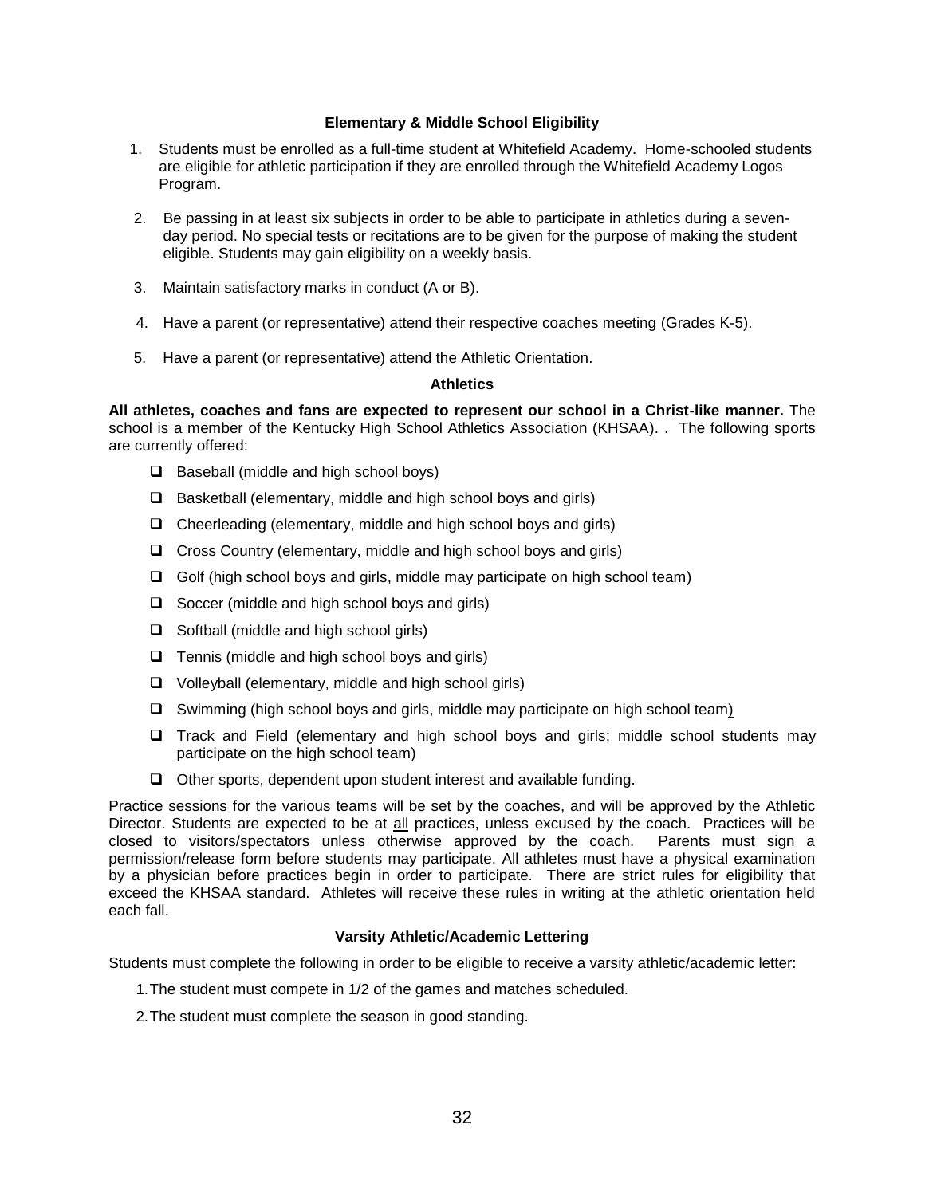### Elementary & Middle School Eligibility

1. Students must be enrolled as a full-time student at Whitefield Academy. Home-schooled students are eligible for athletic participation if they are enrolled through the Whitefield Academy Logos Program.
2. Be passing in at least six subjects in order to be able to participate in athletics during a seven-day period. No special tests or recitations are to be given for the purpose of making the student eligible. Students may gain eligibility on a weekly basis.
3. Maintain satisfactory marks in conduct (A or B).
4. Have a parent (or representative) attend their respective coaches meeting (Grades K-5).
5. Have a parent (or representative) attend the Athletic Orientation.

### Athletics

**All athletes, coaches and fans are expected to represent our school in a Christ-like manner.** The school is a member of the Kentucky High School Athletics Association (KHSAA). . The following sports are currently offered:

- Baseball (middle and high school boys)
- Basketball (elementary, middle and high school boys and girls)
- Cheerleading (elementary, middle and high school boys and girls)
- Cross Country (elementary, middle and high school boys and girls)
- Golf (high school boys and girls, middle may participate on high school team)
- Soccer (middle and high school boys and girls)
- Softball (middle and high school girls)
- Tennis (middle and high school boys and girls)
- Volleyball (elementary, middle and high school girls)
- Swimming (high school boys and girls, middle may participate on high school team)
- Track and Field (elementary and high school boys and girls; middle school students may participate on the high school team)
- Other sports, dependent upon student interest and available funding.

Practice sessions for the various teams will be set by the coaches, and will be approved by the Athletic Director. Students are expected to be at <u>all</u> practices, unless excused by the coach. Practices will be closed to visitors/spectators unless otherwise approved by the coach. Parents must sign a permission/release form before students may participate. All athletes must have a physical examination by a physician before practices begin in order to participate. There are strict rules for eligibility that exceed the KHSAA standard. Athletes will receive these rules in writing at the athletic orientation held each fall.

### Varsity Athletic/Academic Lettering

Students must complete the following in order to be eligible to receive a varsity athletic/academic letter:

1. The student must compete in 1/2 of the games and matches scheduled.
2. The student must complete the season in good standing.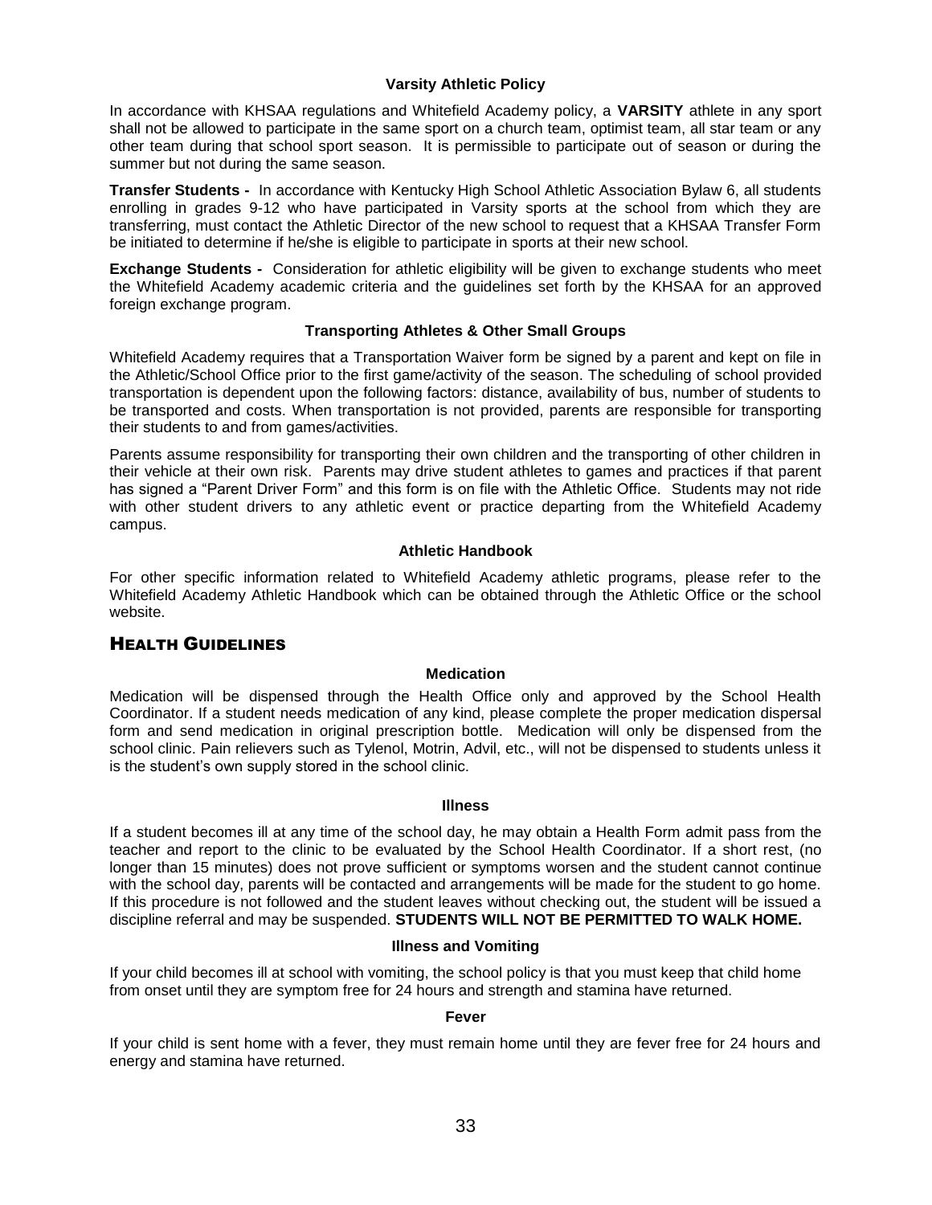### Varsity Athletic Policy

In accordance with KHSAA regulations and Whitefield Academy policy, a **VARSITY** athlete in any sport shall not be allowed to participate in the same sport on a church team, optimist team, all star team or any other team during that school sport season. It is permissible to participate out of season or during the summer but not during the same season.

**Transfer Students -** In accordance with Kentucky High School Athletic Association Bylaw 6, all students enrolling in grades 9-12 who have participated in Varsity sports at the school from which they are transferring, must contact the Athletic Director of the new school to request that a KHSAA Transfer Form be initiated to determine if he/she is eligible to participate in sports at their new school.

**Exchange Students -** Consideration for athletic eligibility will be given to exchange students who meet the Whitefield Academy academic criteria and the guidelines set forth by the KHSAA for an approved foreign exchange program.

### Transporting Athletes & Other Small Groups

Whitefield Academy requires that a Transportation Waiver form be signed by a parent and kept on file in the Athletic/School Office prior to the first game/activity of the season. The scheduling of school provided transportation is dependent upon the following factors: distance, availability of bus, number of students to be transported and costs. When transportation is not provided, parents are responsible for transporting their students to and from games/activities.

Parents assume responsibility for transporting their own children and the transporting of other children in their vehicle at their own risk. Parents may drive student athletes to games and practices if that parent has signed a "Parent Driver Form" and this form is on file with the Athletic Office. Students may not ride with other student drivers to any athletic event or practice departing from the Whitefield Academy campus.

### Athletic Handbook

For other specific information related to Whitefield Academy athletic programs, please refer to the Whitefield Academy Athletic Handbook which can be obtained through the Athletic Office or the school website.

## Health Guidelines

### Medication

Medication will be dispensed through the Health Office only and approved by the School Health Coordinator. If a student needs medication of any kind, please complete the proper medication dispersal form and send medication in original prescription bottle. Medication will only be dispensed from the school clinic. Pain relievers such as Tylenol, Motrin, Advil, etc., will not be dispensed to students unless it is the student's own supply stored in the school clinic.

### Illness

If a student becomes ill at any time of the school day, he may obtain a Health Form admit pass from the teacher and report to the clinic to be evaluated by the School Health Coordinator. If a short rest, (no longer than 15 minutes) does not prove sufficient or symptoms worsen and the student cannot continue with the school day, parents will be contacted and arrangements will be made for the student to go home. If this procedure is not followed and the student leaves without checking out, the student will be issued a discipline referral and may be suspended. **STUDENTS WILL NOT BE PERMITTED TO WALK HOME.**

### Illness and Vomiting

If your child becomes ill at school with vomiting, the school policy is that you must keep that child home from onset until they are symptom free for 24 hours and strength and stamina have returned.

### Fever

If your child is sent home with a fever, they must remain home until they are fever free for 24 hours and energy and stamina have returned.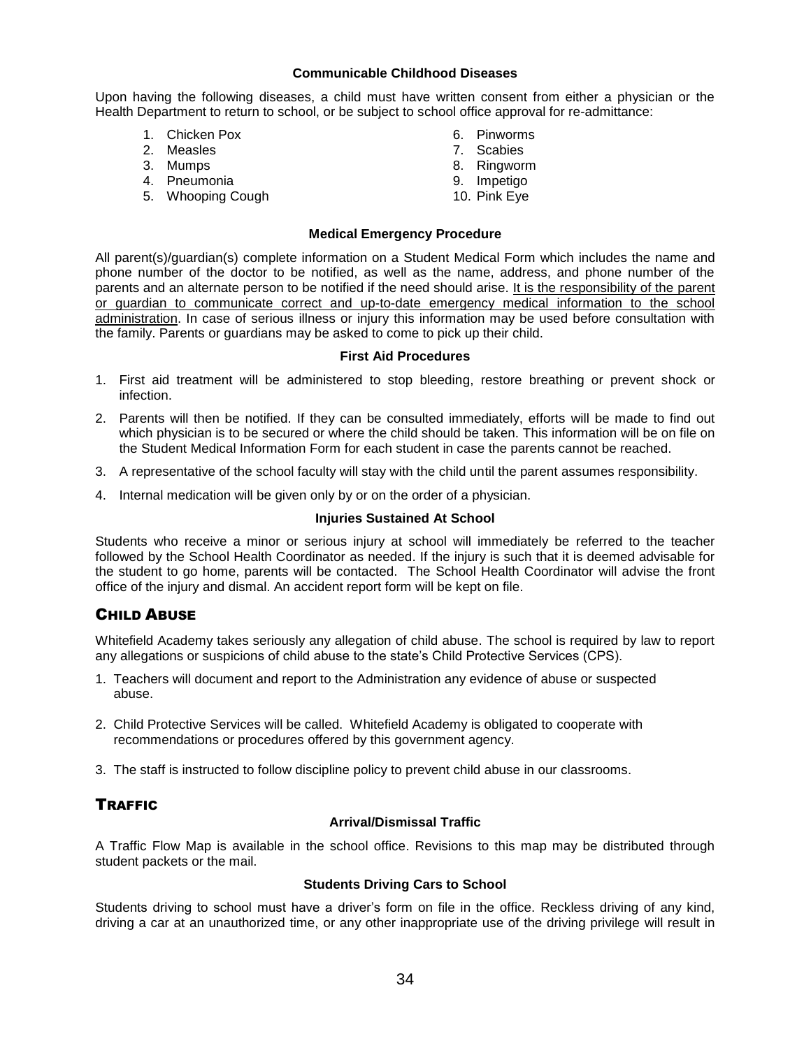### Communicable Childhood Diseases

Upon having the following diseases, a child must have written consent from either a physician or the Health Department to return to school, or be subject to school office approval for re-admittance:

1. Chicken Pox
2. Measles
3. Mumps
4. Pneumonia
5. Whooping Cough
6. Pinworms
7. Scabies
8. Ringworm
9. Impetigo
10. Pink Eye

### Medical Emergency Procedure

All parent(s)/guardian(s) complete information on a Student Medical Form which includes the name and phone number of the doctor to be notified, as well as the name, address, and phone number of the parents and an alternate person to be notified if the need should arise. <u>It is the responsibility of the parent or guardian to communicate correct and up-to-date emergency medical information to the school administration</u>. In case of serious illness or injury this information may be used before consultation with the family. Parents or guardians may be asked to come to pick up their child.

### First Aid Procedures

1. First aid treatment will be administered to stop bleeding, restore breathing or prevent shock or infection.
2. Parents will then be notified. If they can be consulted immediately, efforts will be made to find out which physician is to be secured or where the child should be taken. This information will be on file on the Student Medical Information Form for each student in case the parents cannot be reached.
3. A representative of the school faculty will stay with the child until the parent assumes responsibility.
4. Internal medication will be given only by or on the order of a physician.

### Injuries Sustained At School

Students who receive a minor or serious injury at school will immediately be referred to the teacher followed by the School Health Coordinator as needed. If the injury is such that it is deemed advisable for the student to go home, parents will be contacted. The School Health Coordinator will advise the front office of the injury and dismal. An accident report form will be kept on file.

## CHILD ABUSE

Whitefield Academy takes seriously any allegation of child abuse. The school is required by law to report any allegations or suspicions of child abuse to the state's Child Protective Services (CPS).

1. Teachers will document and report to the Administration any evidence of abuse or suspected abuse.
2. Child Protective Services will be called. Whitefield Academy is obligated to cooperate with recommendations or procedures offered by this government agency.
3. The staff is instructed to follow discipline policy to prevent child abuse in our classrooms.

## TRAFFIC

### Arrival/Dismissal Traffic

A Traffic Flow Map is available in the school office. Revisions to this map may be distributed through student packets or the mail.

### Students Driving Cars to School

Students driving to school must have a driver's form on file in the office. Reckless driving of any kind, driving a car at an unauthorized time, or any other inappropriate use of the driving privilege will result in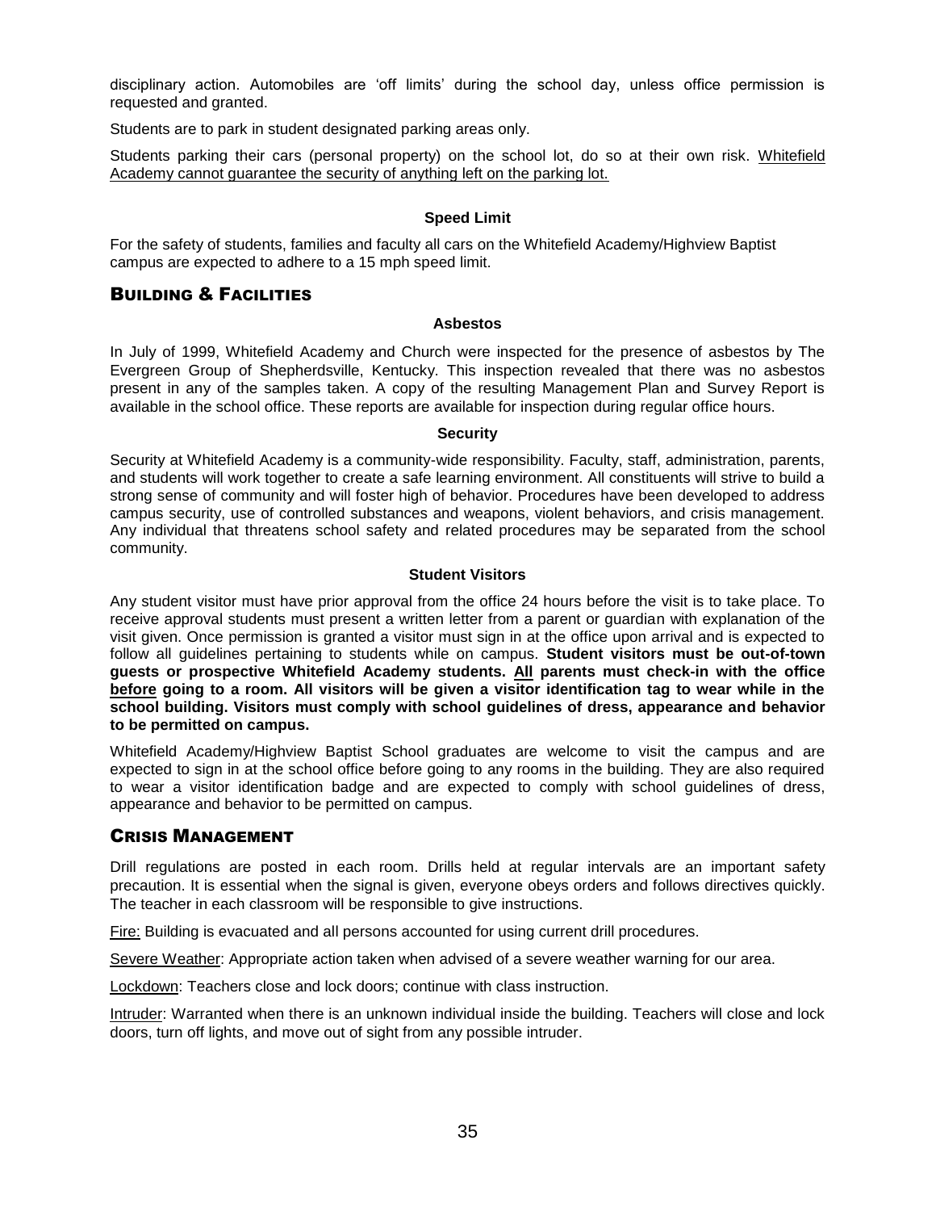disciplinary action. Automobiles are 'off limits' during the school day, unless office permission is requested and granted.

Students are to park in student designated parking areas only.

Students parking their cars (personal property) on the school lot, do so at their own risk. Whitefield Academy cannot guarantee the security of anything left on the parking lot.

#### Speed Limit

For the safety of students, families and faculty all cars on the Whitefield Academy/Highview Baptist campus are expected to adhere to a 15 mph speed limit.

## Building & Facilities

#### Asbestos

In July of 1999, Whitefield Academy and Church were inspected for the presence of asbestos by The Evergreen Group of Shepherdsville, Kentucky. This inspection revealed that there was no asbestos present in any of the samples taken. A copy of the resulting Management Plan and Survey Report is available in the school office. These reports are available for inspection during regular office hours.

#### Security

Security at Whitefield Academy is a community-wide responsibility. Faculty, staff, administration, parents, and students will work together to create a safe learning environment. All constituents will strive to build a strong sense of community and will foster high of behavior. Procedures have been developed to address campus security, use of controlled substances and weapons, violent behaviors, and crisis management. Any individual that threatens school safety and related procedures may be separated from the school community.

#### Student Visitors

Any student visitor must have prior approval from the office 24 hours before the visit is to take place. To receive approval students must present a written letter from a parent or guardian with explanation of the visit given. Once permission is granted a visitor must sign in at the office upon arrival and is expected to follow all guidelines pertaining to students while on campus. **Student visitors must be out-of-town guests or prospective Whitefield Academy students. All parents must check-in with the office before going to a room. All visitors will be given a visitor identification tag to wear while in the school building. Visitors must comply with school guidelines of dress, appearance and behavior to be permitted on campus.**

Whitefield Academy/Highview Baptist School graduates are welcome to visit the campus and are expected to sign in at the school office before going to any rooms in the building. They are also required to wear a visitor identification badge and are expected to comply with school guidelines of dress, appearance and behavior to be permitted on campus.

## Crisis Management

Drill regulations are posted in each room. Drills held at regular intervals are an important safety precaution. It is essential when the signal is given, everyone obeys orders and follows directives quickly. The teacher in each classroom will be responsible to give instructions.

Fire: Building is evacuated and all persons accounted for using current drill procedures.

Severe Weather: Appropriate action taken when advised of a severe weather warning for our area.

Lockdown: Teachers close and lock doors; continue with class instruction.

Intruder: Warranted when there is an unknown individual inside the building. Teachers will close and lock doors, turn off lights, and move out of sight from any possible intruder.